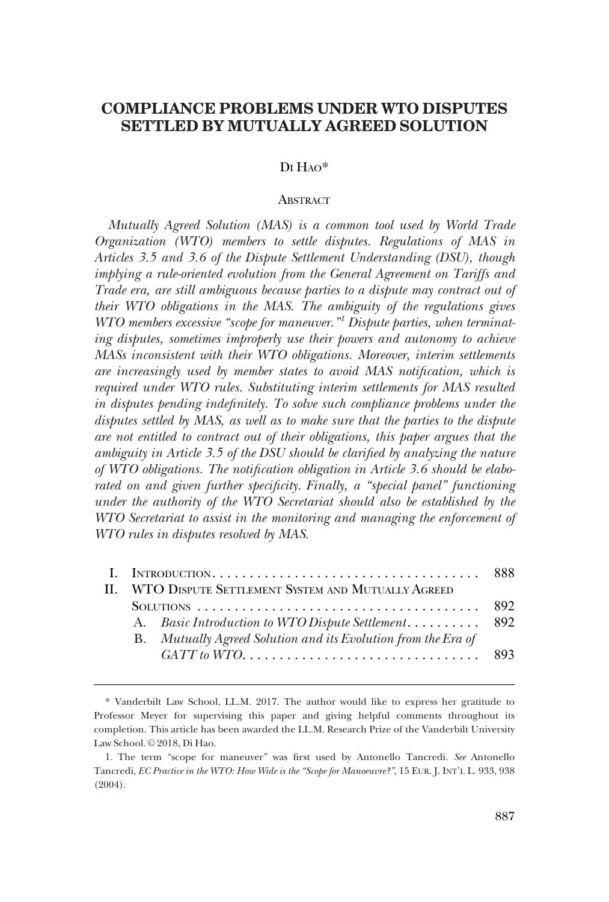# COMPLIANCE PROBLEMS UNDER WTO DISPUTES SETTLED BY MUTUALLY AGREED SOLUTION

DI HAO*

## ABSTRACT

*Mutually Agreed Solution (MAS) is a common tool used by World Trade Organization (WTO) members to settle disputes. Regulations of MAS in Articles 3.5 and 3.6 of the Dispute Settlement Understanding (DSU), though implying a rule-oriented evolution from the General Agreement on Tariffs and Trade era, are still ambiguous because parties to a dispute may contract out of their WTO obligations in the MAS. The ambiguity of the regulations gives WTO members excessive "scope for maneuver."[1] Dispute parties, when terminating disputes, sometimes improperly use their powers and autonomy to achieve MASs inconsistent with their WTO obligations. Moreover, interim settlements are increasingly used by member states to avoid MAS notification, which is required under WTO rules. Substituting interim settlements for MAS resulted in disputes pending indefinitely. To solve such compliance problems under the disputes settled by MAS, as well as to make sure that the parties to the dispute are not entitled to contract out of their obligations, this paper argues that the ambiguity in Article 3.5 of the DSU should be clarified by analyzing the nature of WTO obligations. The notification obligation in Article 3.6 should be elaborated on and given further specificity. Finally, a "special panel" functioning under the authority of the WTO Secretariat should also be established by the WTO Secretariat to assist in the monitoring and managing the enforcement of WTO rules in disputes resolved by MAS.*

| | | |
|---|---|---|
| I. | INTRODUCTION | 888 |
| II. | WTO DISPUTE SETTLEMENT SYSTEM AND MUTUALLY AGREED SOLUTIONS | 892 |
| | A. *Basic Introduction to WTO Dispute Settlement* | 892 |
| | B. *Mutually Agreed Solution and its Evolution from the Era of GATT to WTO* | 893 |

---

\* Vanderbilt Law School, LL.M. 2017. The author would like to express her gratitude to Professor Meyer for supervising this paper and giving helpful comments throughout its completion. This article has been awarded the LL.M. Research Prize of the Vanderbilt University Law School. © 2018, Di Hao.

1. The term "scope for maneuver" was first used by Antonello Tancredi. *See* Antonello Tancredi, *EC Practice in the WTO: How Wide is the "Scope for Manoeuvre?"*, 15 EUR. J. INT'L L. 933, 938 (2004).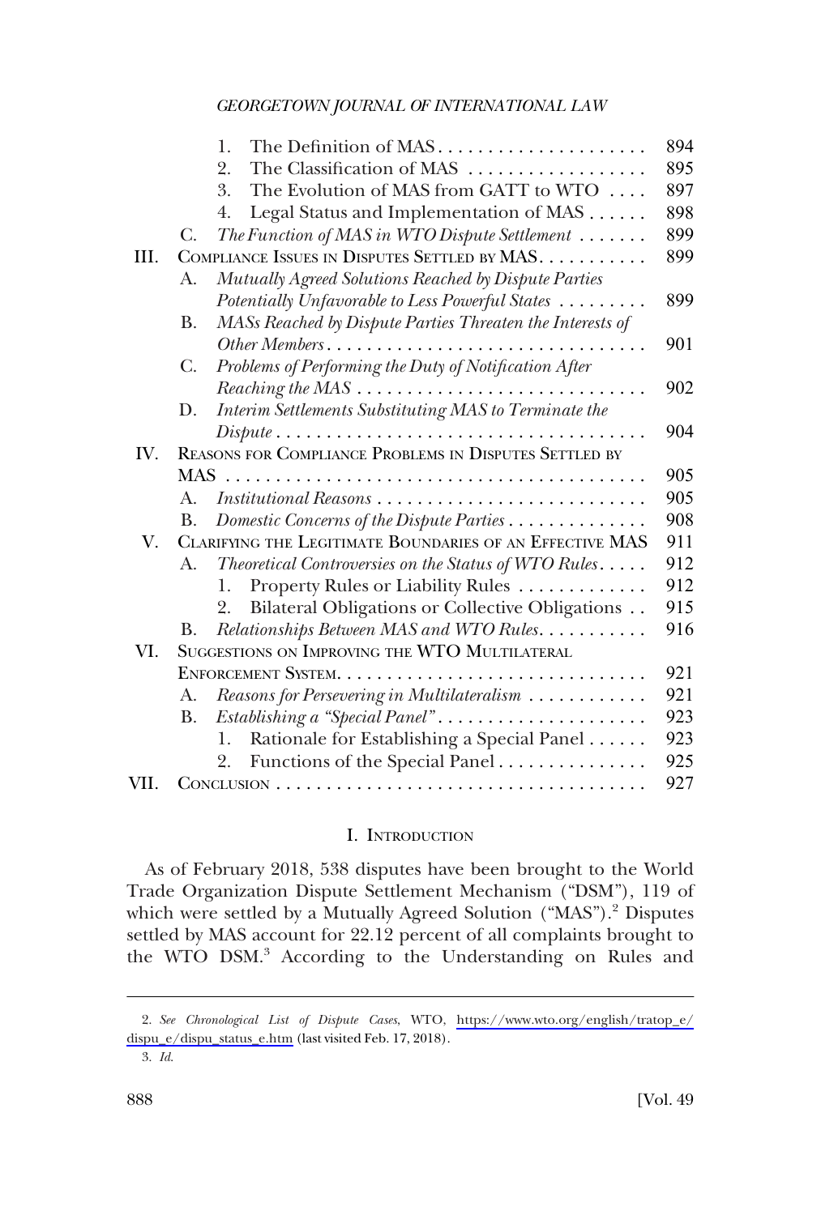1. The Definition of MAS . . . . . . . . . . . . . . . . . . . . . 894
2. The Classification of MAS . . . . . . . . . . . . . . . . . . 895
3. The Evolution of MAS from GATT to WTO . . . . 897
4. Legal Status and Implementation of MAS . . . . . . 898

C. *The Function of MAS in WTO Dispute Settlement* . . . . . . . 899

III. COMPLIANCE ISSUES IN DISPUTES SETTLED BY MAS. . . . . . . . . . . 899

A. *Mutually Agreed Solutions Reached by Dispute Parties Potentially Unfavorable to Less Powerful States* . . . . . . . . . 899

B. *MASs Reached by Dispute Parties Threaten the Interests of Other Members* . . . . . . . . . . . . . . . . . . . . . . . . . . . . . . . . 901

C. *Problems of Performing the Duty of Notification After Reaching the MAS* . . . . . . . . . . . . . . . . . . . . . . . . . . . . . 902

D. *Interim Settlements Substituting MAS to Terminate the Dispute* . . . . . . . . . . . . . . . . . . . . . . . . . . . . . . . . . . . . . 904

IV. REASONS FOR COMPLIANCE PROBLEMS IN DISPUTES SETTLED BY MAS . . . . . . . . . . . . . . . . . . . . . . . . . . . . . . . . . . . . . . . . . . . 905

A. *Institutional Reasons* . . . . . . . . . . . . . . . . . . . . . . . . . . . 905

B. *Domestic Concerns of the Dispute Parties* . . . . . . . . . . . . . . 908

V. CLARIFYING THE LEGITIMATE BOUNDARIES OF AN EFFECTIVE MAS 911

A. *Theoretical Controversies on the Status of WTO Rules*. . . . . 912

1. Property Rules or Liability Rules . . . . . . . . . . . . . 912
2. Bilateral Obligations or Collective Obligations . . 915

B. *Relationships Between MAS and WTO Rules*. . . . . . . . . . . 916

VI. SUGGESTIONS ON IMPROVING THE WTO MULTILATERAL ENFORCEMENT SYSTEM. . . . . . . . . . . . . . . . . . . . . . . . . . . . . . . 921

A. *Reasons for Persevering in Multilateralism* . . . . . . . . . . . . 921

B. *Establishing a "Special Panel"*. . . . . . . . . . . . . . . . . . . . . 923

1. Rationale for Establishing a Special Panel . . . . . . 923
2. Functions of the Special Panel . . . . . . . . . . . . . . . 925

VII. CONCLUSION . . . . . . . . . . . . . . . . . . . . . . . . . . . . . . . . . . . . . 927

## I. INTRODUCTION

As of February 2018, 538 disputes have been brought to the World Trade Organization Dispute Settlement Mechanism ("DSM"), 119 of which were settled by a Mutually Agreed Solution ("MAS").[2] Disputes settled by MAS account for 22.12 percent of all complaints brought to the WTO DSM.[3] According to the Understanding on Rules and

---

2. *See Chronological List of Dispute Cases*, WTO, https://www.wto.org/english/tratop_e/dispu_e/dispu_status_e.htm (last visited Feb. 17, 2018).

3. *Id.*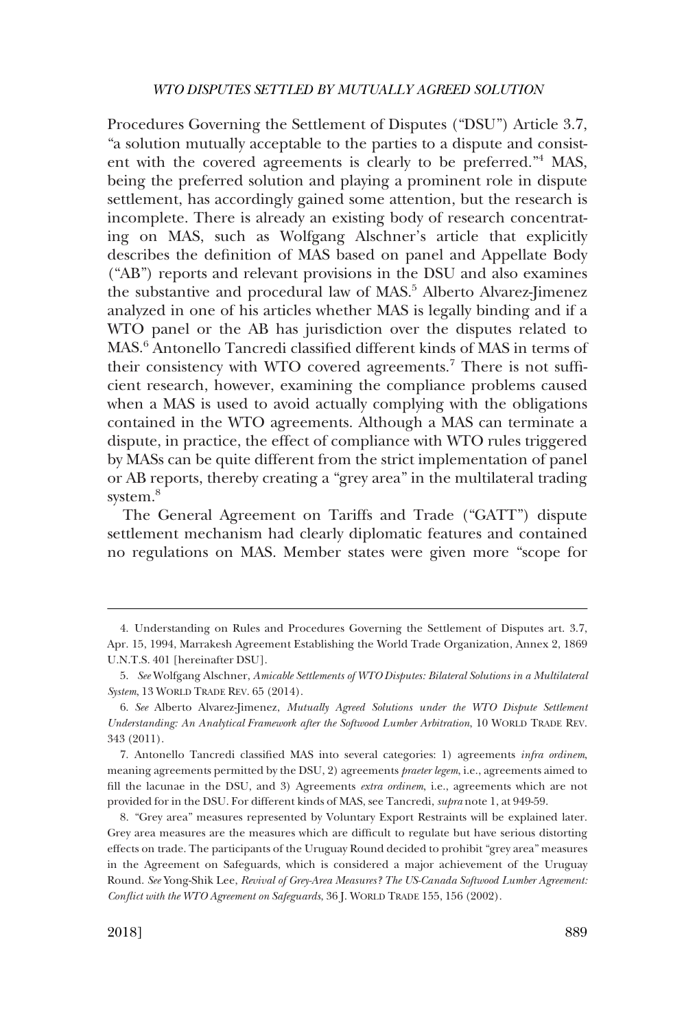Procedures Governing the Settlement of Disputes ("DSU") Article 3.7, "a solution mutually acceptable to the parties to a dispute and consistent with the covered agreements is clearly to be preferred."[4] MAS, being the preferred solution and playing a prominent role in dispute settlement, has accordingly gained some attention, but the research is incomplete. There is already an existing body of research concentrating on MAS, such as Wolfgang Alschner's article that explicitly describes the definition of MAS based on panel and Appellate Body ("AB") reports and relevant provisions in the DSU and also examines the substantive and procedural law of MAS.[5] Alberto Alvarez-Jimenez analyzed in one of his articles whether MAS is legally binding and if a WTO panel or the AB has jurisdiction over the disputes related to MAS.[6] Antonello Tancredi classified different kinds of MAS in terms of their consistency with WTO covered agreements.[7] There is not sufficient research, however, examining the compliance problems caused when a MAS is used to avoid actually complying with the obligations contained in the WTO agreements. Although a MAS can terminate a dispute, in practice, the effect of compliance with WTO rules triggered by MASs can be quite different from the strict implementation of panel or AB reports, thereby creating a "grey area" in the multilateral trading system.[8]

The General Agreement on Tariffs and Trade ("GATT") dispute settlement mechanism had clearly diplomatic features and contained no regulations on MAS. Member states were given more "scope for

---

4. Understanding on Rules and Procedures Governing the Settlement of Disputes art. 3.7, Apr. 15, 1994, Marrakesh Agreement Establishing the World Trade Organization, Annex 2, 1869 U.N.T.S. 401 [hereinafter DSU].

5. *See* Wolfgang Alschner, *Amicable Settlements of WTO Disputes: Bilateral Solutions in a Multilateral System*, 13 WORLD TRADE REV. 65 (2014).

6. *See* Alberto Alvarez-Jimenez, *Mutually Agreed Solutions under the WTO Dispute Settlement Understanding: An Analytical Framework after the Softwood Lumber Arbitration*, 10 WORLD TRADE REV. 343 (2011).

7. Antonello Tancredi classified MAS into several categories: 1) agreements *infra ordinem*, meaning agreements permitted by the DSU, 2) agreements *praeter legem*, i.e., agreements aimed to fill the lacunae in the DSU, and 3) Agreements *extra ordinem*, i.e., agreements which are not provided for in the DSU. For different kinds of MAS, see Tancredi, *supra* note 1, at 949-59.

8. "Grey area" measures represented by Voluntary Export Restraints will be explained later. Grey area measures are the measures which are difficult to regulate but have serious distorting effects on trade. The participants of the Uruguay Round decided to prohibit "grey area" measures in the Agreement on Safeguards, which is considered a major achievement of the Uruguay Round. *See* Yong-Shik Lee, *Revival of Grey-Area Measures? The US-Canada Softwood Lumber Agreement: Conflict with the WTO Agreement on Safeguards*, 36 J. WORLD TRADE 155, 156 (2002).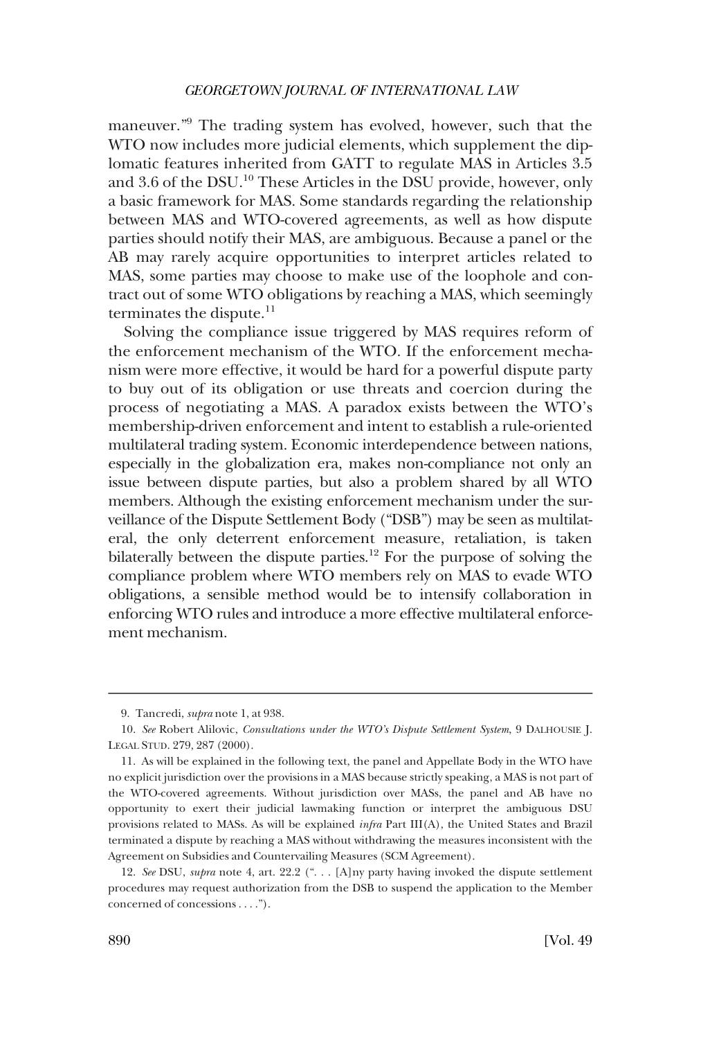maneuver."[9] The trading system has evolved, however, such that the WTO now includes more judicial elements, which supplement the diplomatic features inherited from GATT to regulate MAS in Articles 3.5 and 3.6 of the DSU.[10] These Articles in the DSU provide, however, only a basic framework for MAS. Some standards regarding the relationship between MAS and WTO-covered agreements, as well as how dispute parties should notify their MAS, are ambiguous. Because a panel or the AB may rarely acquire opportunities to interpret articles related to MAS, some parties may choose to make use of the loophole and contract out of some WTO obligations by reaching a MAS, which seemingly terminates the dispute.[11]

Solving the compliance issue triggered by MAS requires reform of the enforcement mechanism of the WTO. If the enforcement mechanism were more effective, it would be hard for a powerful dispute party to buy out of its obligation or use threats and coercion during the process of negotiating a MAS. A paradox exists between the WTO's membership-driven enforcement and intent to establish a rule-oriented multilateral trading system. Economic interdependence between nations, especially in the globalization era, makes non-compliance not only an issue between dispute parties, but also a problem shared by all WTO members. Although the existing enforcement mechanism under the surveillance of the Dispute Settlement Body ("DSB") may be seen as multilateral, the only deterrent enforcement measure, retaliation, is taken bilaterally between the dispute parties.[12] For the purpose of solving the compliance problem where WTO members rely on MAS to evade WTO obligations, a sensible method would be to intensify collaboration in enforcing WTO rules and introduce a more effective multilateral enforcement mechanism.

---

9. Tancredi, *supra* note 1, at 938.

10. *See* Robert Alilovic, *Consultations under the WTO's Dispute Settlement System*, 9 DALHOUSIE J. LEGAL STUD. 279, 287 (2000).

11. As will be explained in the following text, the panel and Appellate Body in the WTO have no explicit jurisdiction over the provisions in a MAS because strictly speaking, a MAS is not part of the WTO-covered agreements. Without jurisdiction over MASs, the panel and AB have no opportunity to exert their judicial lawmaking function or interpret the ambiguous DSU provisions related to MASs. As will be explained *infra* Part III(A), the United States and Brazil terminated a dispute by reaching a MAS without withdrawing the measures inconsistent with the Agreement on Subsidies and Countervailing Measures (SCM Agreement).

12. *See* DSU, *supra* note 4, art. 22.2 (". . . [A]ny party having invoked the dispute settlement procedures may request authorization from the DSB to suspend the application to the Member concerned of concessions . . . .").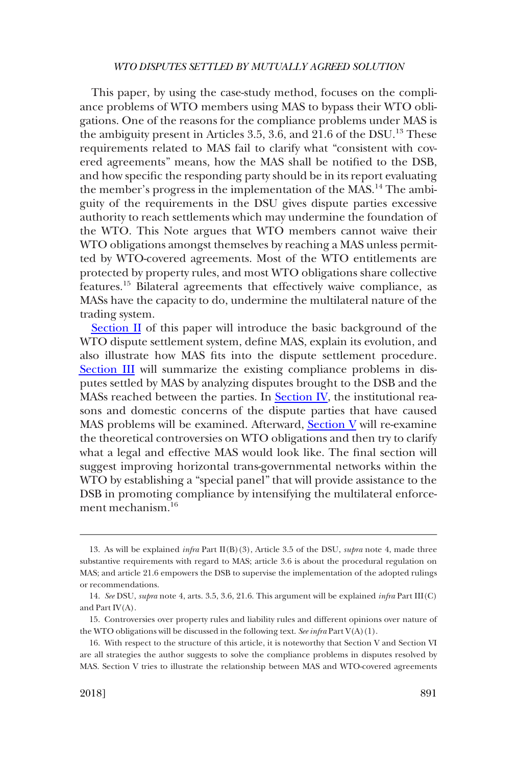This paper, by using the case-study method, focuses on the compliance problems of WTO members using MAS to bypass their WTO obligations. One of the reasons for the compliance problems under MAS is the ambiguity present in Articles 3.5, 3.6, and 21.6 of the DSU.[13] These requirements related to MAS fail to clarify what "consistent with covered agreements" means, how the MAS shall be notified to the DSB, and how specific the responding party should be in its report evaluating the member's progress in the implementation of the MAS.[14] The ambiguity of the requirements in the DSU gives dispute parties excessive authority to reach settlements which may undermine the foundation of the WTO. This Note argues that WTO members cannot waive their WTO obligations amongst themselves by reaching a MAS unless permitted by WTO-covered agreements. Most of the WTO entitlements are protected by property rules, and most WTO obligations share collective features.[15] Bilateral agreements that effectively waive compliance, as MASs have the capacity to do, undermine the multilateral nature of the trading system.

Section II of this paper will introduce the basic background of the WTO dispute settlement system, define MAS, explain its evolution, and also illustrate how MAS fits into the dispute settlement procedure. Section III will summarize the existing compliance problems in disputes settled by MAS by analyzing disputes brought to the DSB and the MASs reached between the parties. In Section IV, the institutional reasons and domestic concerns of the dispute parties that have caused MAS problems will be examined. Afterward, Section V will re-examine the theoretical controversies on WTO obligations and then try to clarify what a legal and effective MAS would look like. The final section will suggest improving horizontal trans-governmental networks within the WTO by establishing a "special panel" that will provide assistance to the DSB in promoting compliance by intensifying the multilateral enforcement mechanism.[16]

---

13. As will be explained *infra* Part II(B)(3), Article 3.5 of the DSU, *supra* note 4, made three substantive requirements with regard to MAS; article 3.6 is about the procedural regulation on MAS; and article 21.6 empowers the DSB to supervise the implementation of the adopted rulings or recommendations.

14. *See* DSU, *supra* note 4, arts. 3.5, 3.6, 21.6. This argument will be explained *infra* Part III(C) and Part IV(A).

15. Controversies over property rules and liability rules and different opinions over nature of the WTO obligations will be discussed in the following text. *See infra* Part V(A)(1).

16. With respect to the structure of this article, it is noteworthy that Section V and Section VI are all strategies the author suggests to solve the compliance problems in disputes resolved by MAS. Section V tries to illustrate the relationship between MAS and WTO-covered agreements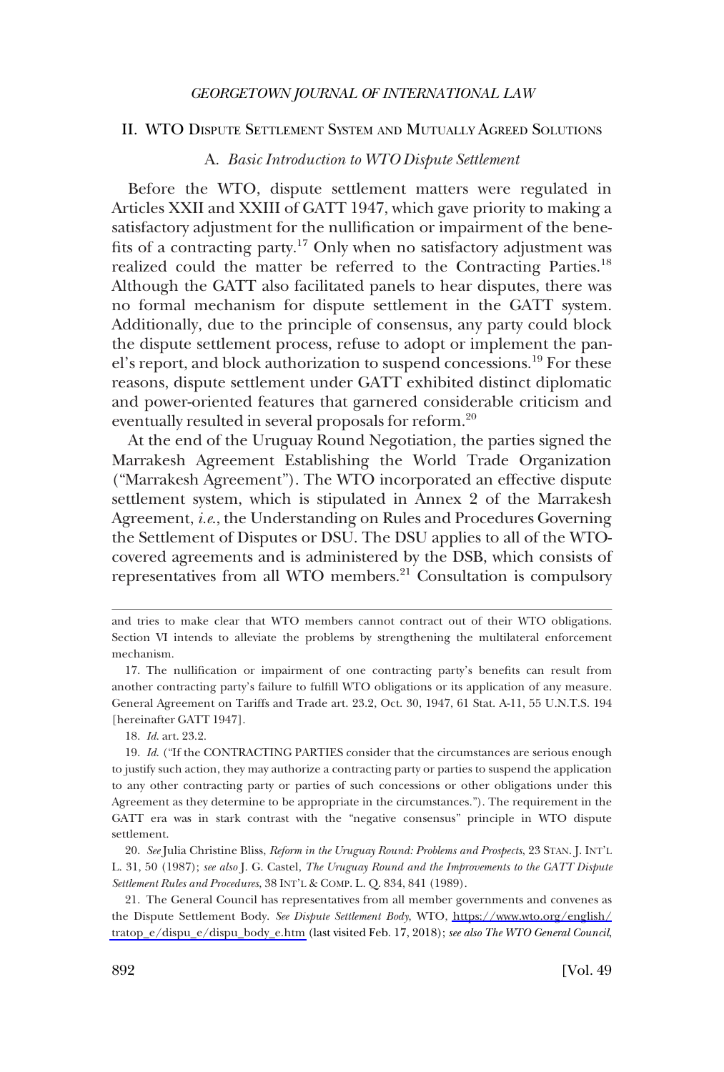## II. WTO Dispute Settlement System and Mutually Agreed Solutions

### A. *Basic Introduction to WTO Dispute Settlement*

Before the WTO, dispute settlement matters were regulated in Articles XXII and XXIII of GATT 1947, which gave priority to making a satisfactory adjustment for the nullification or impairment of the benefits of a contracting party.[17] Only when no satisfactory adjustment was realized could the matter be referred to the Contracting Parties.[18] Although the GATT also facilitated panels to hear disputes, there was no formal mechanism for dispute settlement in the GATT system. Additionally, due to the principle of consensus, any party could block the dispute settlement process, refuse to adopt or implement the panel's report, and block authorization to suspend concessions.[19] For these reasons, dispute settlement under GATT exhibited distinct diplomatic and power-oriented features that garnered considerable criticism and eventually resulted in several proposals for reform.[20]

At the end of the Uruguay Round Negotiation, the parties signed the Marrakesh Agreement Establishing the World Trade Organization ("Marrakesh Agreement"). The WTO incorporated an effective dispute settlement system, which is stipulated in Annex 2 of the Marrakesh Agreement, *i.e.*, the Understanding on Rules and Procedures Governing the Settlement of Disputes or DSU. The DSU applies to all of the WTO-covered agreements and is administered by the DSB, which consists of representatives from all WTO members.[21] Consultation is compulsory

---

and tries to make clear that WTO members cannot contract out of their WTO obligations. Section VI intends to alleviate the problems by strengthening the multilateral enforcement mechanism.

17. The nullification or impairment of one contracting party's benefits can result from another contracting party's failure to fulfill WTO obligations or its application of any measure. General Agreement on Tariffs and Trade art. 23.2, Oct. 30, 1947, 61 Stat. A-11, 55 U.N.T.S. 194 [hereinafter GATT 1947].

18. *Id.* art. 23.2.

19. *Id.* ("If the CONTRACTING PARTIES consider that the circumstances are serious enough to justify such action, they may authorize a contracting party or parties to suspend the application to any other contracting party or parties of such concessions or other obligations under this Agreement as they determine to be appropriate in the circumstances."). The requirement in the GATT era was in stark contrast with the "negative consensus" principle in WTO dispute settlement.

20. *See* Julia Christine Bliss, *Reform in the Uruguay Round: Problems and Prospects*, 23 Stan. J. Int'l L. 31, 50 (1987); *see also* J. G. Castel, *The Uruguay Round and the Improvements to the GATT Dispute Settlement Rules and Procedures*, 38 Int'l & Comp. L. Q. 834, 841 (1989).

21. The General Council has representatives from all member governments and convenes as the Dispute Settlement Body. *See Dispute Settlement Body*, WTO, https://www.wto.org/english/tratop_e/dispu_e/dispu_body_e.htm (last visited Feb. 17, 2018); *see also The WTO General Council*,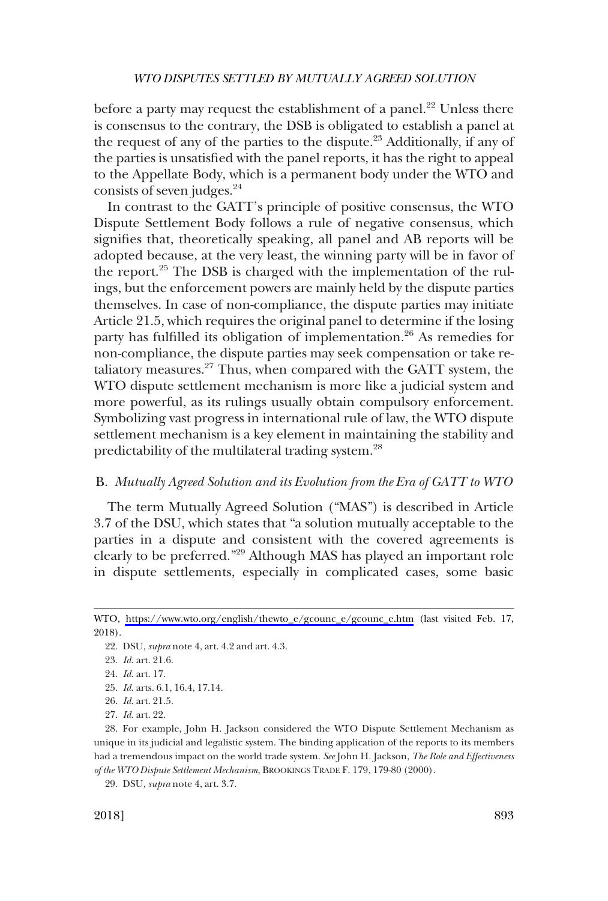before a party may request the establishment of a panel.[22] Unless there is consensus to the contrary, the DSB is obligated to establish a panel at the request of any of the parties to the dispute.[23] Additionally, if any of the parties is unsatisfied with the panel reports, it has the right to appeal to the Appellate Body, which is a permanent body under the WTO and consists of seven judges.[24]

In contrast to the GATT's principle of positive consensus, the WTO Dispute Settlement Body follows a rule of negative consensus, which signifies that, theoretically speaking, all panel and AB reports will be adopted because, at the very least, the winning party will be in favor of the report.[25] The DSB is charged with the implementation of the rulings, but the enforcement powers are mainly held by the dispute parties themselves. In case of non-compliance, the dispute parties may initiate Article 21.5, which requires the original panel to determine if the losing party has fulfilled its obligation of implementation.[26] As remedies for non-compliance, the dispute parties may seek compensation or take retaliatory measures.[27] Thus, when compared with the GATT system, the WTO dispute settlement mechanism is more like a judicial system and more powerful, as its rulings usually obtain compulsory enforcement. Symbolizing vast progress in international rule of law, the WTO dispute settlement mechanism is a key element in maintaining the stability and predictability of the multilateral trading system.[28]

### B. *Mutually Agreed Solution and its Evolution from the Era of GATT to WTO*

The term Mutually Agreed Solution ("MAS") is described in Article 3.7 of the DSU, which states that "a solution mutually acceptable to the parties in a dispute and consistent with the covered agreements is clearly to be preferred."[29] Although MAS has played an important role in dispute settlements, especially in complicated cases, some basic

---

WTO, https://www.wto.org/english/thewto_e/gcounc_e/gcounc_e.htm (last visited Feb. 17, 2018).

22. DSU, *supra* note 4, art. 4.2 and art. 4.3.

23. *Id.* art. 21.6.

24. *Id.* art. 17.

25. *Id.* arts. 6.1, 16.4, 17.14.

26. *Id.* art. 21.5.

27. *Id.* art. 22.

28. For example, John H. Jackson considered the WTO Dispute Settlement Mechanism as unique in its judicial and legalistic system. The binding application of the reports to its members had a tremendous impact on the world trade system. *See* John H. Jackson, *The Role and Effectiveness of the WTO Dispute Settlement Mechanism*, BROOKINGS TRADE F. 179, 179-80 (2000).

29. DSU, *supra* note 4, art. 3.7.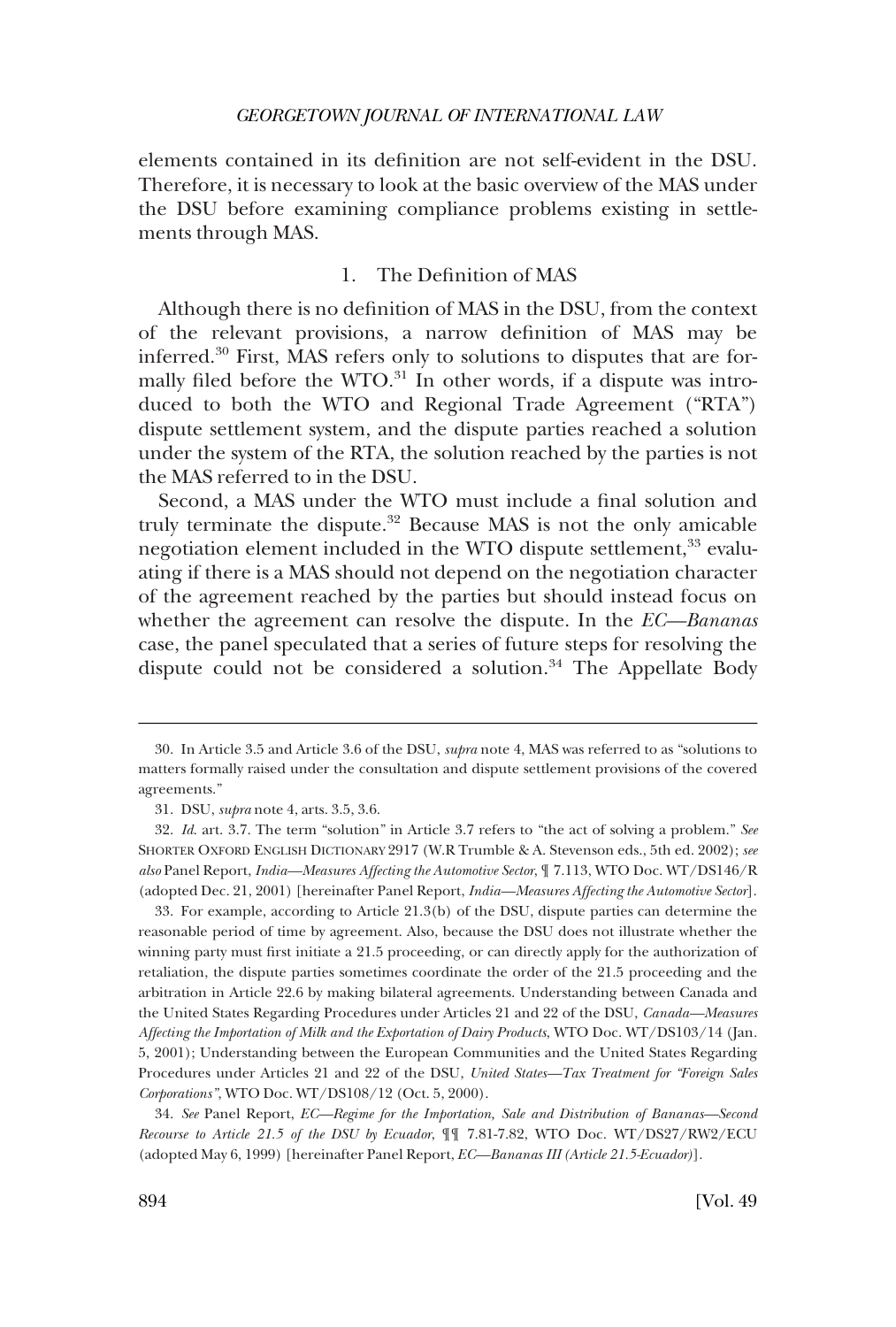elements contained in its definition are not self-evident in the DSU. Therefore, it is necessary to look at the basic overview of the MAS under the DSU before examining compliance problems existing in settlements through MAS.

### 1. The Definition of MAS

Although there is no definition of MAS in the DSU, from the context of the relevant provisions, a narrow definition of MAS may be inferred.[30] First, MAS refers only to solutions to disputes that are formally filed before the WTO.[31] In other words, if a dispute was introduced to both the WTO and Regional Trade Agreement ("RTA") dispute settlement system, and the dispute parties reached a solution under the system of the RTA, the solution reached by the parties is not the MAS referred to in the DSU.

Second, a MAS under the WTO must include a final solution and truly terminate the dispute.[32] Because MAS is not the only amicable negotiation element included in the WTO dispute settlement,[33] evaluating if there is a MAS should not depend on the negotiation character of the agreement reached by the parties but should instead focus on whether the agreement can resolve the dispute. In the *EC—Bananas* case, the panel speculated that a series of future steps for resolving the dispute could not be considered a solution.[34] The Appellate Body

---

30. In Article 3.5 and Article 3.6 of the DSU, *supra* note 4, MAS was referred to as "solutions to matters formally raised under the consultation and dispute settlement provisions of the covered agreements."

31. DSU, *supra* note 4, arts. 3.5, 3.6.

32. *Id.* art. 3.7. The term "solution" in Article 3.7 refers to "the act of solving a problem." *See* SHORTER OXFORD ENGLISH DICTIONARY 2917 (W.R Trumble & A. Stevenson eds., 5th ed. 2002); *see also* Panel Report, *India—Measures Affecting the Automotive Sector*, ¶ 7.113, WTO Doc. WT/DS146/R (adopted Dec. 21, 2001) [hereinafter Panel Report, *India—Measures Affecting the Automotive Sector*].

33. For example, according to Article 21.3(b) of the DSU, dispute parties can determine the reasonable period of time by agreement. Also, because the DSU does not illustrate whether the winning party must first initiate a 21.5 proceeding, or can directly apply for the authorization of retaliation, the dispute parties sometimes coordinate the order of the 21.5 proceeding and the arbitration in Article 22.6 by making bilateral agreements. Understanding between Canada and the United States Regarding Procedures under Articles 21 and 22 of the DSU, *Canada—Measures Affecting the Importation of Milk and the Exportation of Dairy Products*, WTO Doc. WT/DS103/14 (Jan. 5, 2001); Understanding between the European Communities and the United States Regarding Procedures under Articles 21 and 22 of the DSU, *United States—Tax Treatment for "Foreign Sales Corporations"*, WTO Doc. WT/DS108/12 (Oct. 5, 2000).

34. *See* Panel Report, *EC—Regime for the Importation, Sale and Distribution of Bananas—Second Recourse to Article 21.5 of the DSU by Ecuador*, ¶¶ 7.81-7.82, WTO Doc. WT/DS27/RW2/ECU (adopted May 6, 1999) [hereinafter Panel Report, *EC—Bananas III (Article 21.5-Ecuador)*].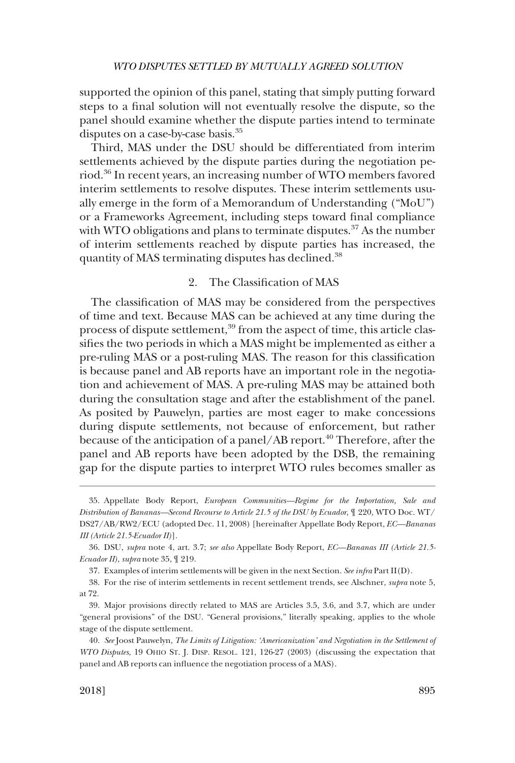supported the opinion of this panel, stating that simply putting forward steps to a final solution will not eventually resolve the dispute, so the panel should examine whether the dispute parties intend to terminate disputes on a case-by-case basis.[35]

Third, MAS under the DSU should be differentiated from interim settlements achieved by the dispute parties during the negotiation period.[36] In recent years, an increasing number of WTO members favored interim settlements to resolve disputes. These interim settlements usually emerge in the form of a Memorandum of Understanding ("MoU") or a Frameworks Agreement, including steps toward final compliance with WTO obligations and plans to terminate disputes.[37] As the number of interim settlements reached by dispute parties has increased, the quantity of MAS terminating disputes has declined.[38]

### 2. The Classification of MAS

The classification of MAS may be considered from the perspectives of time and text. Because MAS can be achieved at any time during the process of dispute settlement,[39] from the aspect of time, this article classifies the two periods in which a MAS might be implemented as either a pre-ruling MAS or a post-ruling MAS. The reason for this classification is because panel and AB reports have an important role in the negotiation and achievement of MAS. A pre-ruling MAS may be attained both during the consultation stage and after the establishment of the panel. As posited by Pauwelyn, parties are most eager to make concessions during dispute settlements, not because of enforcement, but rather because of the anticipation of a panel/AB report.[40] Therefore, after the panel and AB reports have been adopted by the DSB, the remaining gap for the dispute parties to interpret WTO rules becomes smaller as

---

35. Appellate Body Report, *European Communities—Regime for the Importation, Sale and Distribution of Bananas—Second Recourse to Article 21.5 of the DSU by Ecuador*, ¶ 220, WTO Doc. WT/DS27/AB/RW2/ECU (adopted Dec. 11, 2008) [hereinafter Appellate Body Report, *EC—Bananas III (Article 21.5-Ecuador II)*].

36. DSU, *supra* note 4, art. 3.7; *see also* Appellate Body Report, *EC—Bananas III (Article 21.5-Ecuador II)*, *supra* note 35, ¶ 219.

37. Examples of interim settlements will be given in the next Section. *See infra* Part II(D).

38. For the rise of interim settlements in recent settlement trends, see Alschner, *supra* note 5, at 72.

39. Major provisions directly related to MAS are Articles 3.5, 3.6, and 3.7, which are under "general provisions" of the DSU. "General provisions," literally speaking, applies to the whole stage of the dispute settlement.

40. *See* Joost Pauwelyn, *The Limits of Litigation: 'Americanization' and Negotiation in the Settlement of WTO Disputes*, 19 OHIO ST. J. DISP. RESOL. 121, 126-27 (2003) (discussing the expectation that panel and AB reports can influence the negotiation process of a MAS).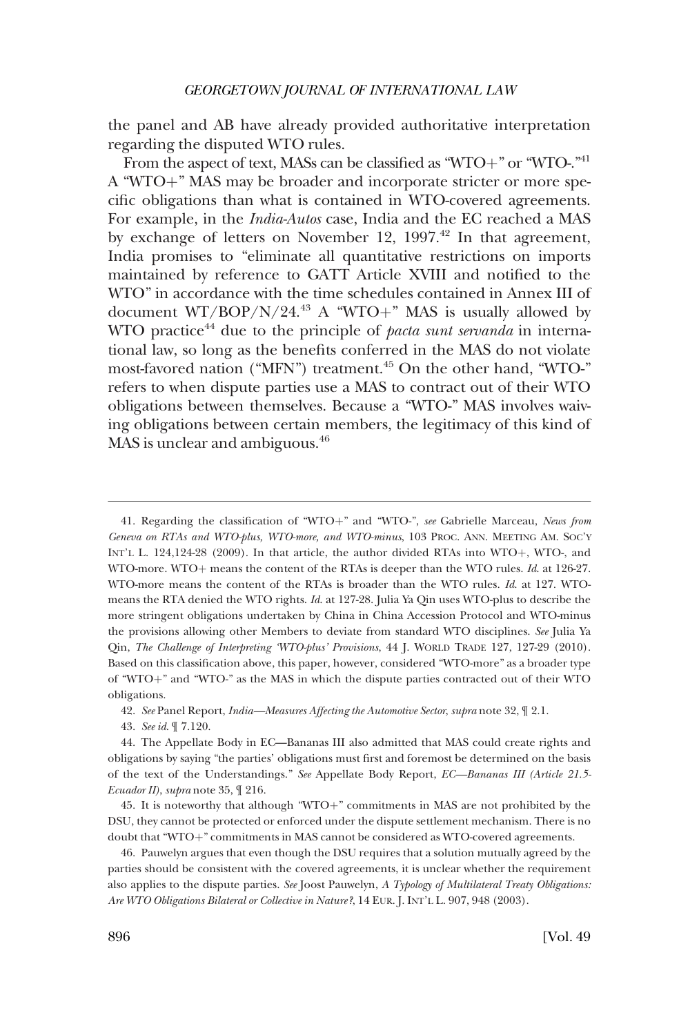the panel and AB have already provided authoritative interpretation regarding the disputed WTO rules.

From the aspect of text, MASs can be classified as "WTO+" or "WTO-."[41] A "WTO+" MAS may be broader and incorporate stricter or more specific obligations than what is contained in WTO-covered agreements. For example, in the *India-Autos* case, India and the EC reached a MAS by exchange of letters on November 12, 1997.[42] In that agreement, India promises to "eliminate all quantitative restrictions on imports maintained by reference to GATT Article XVIII and notified to the WTO" in accordance with the time schedules contained in Annex III of document WT/BOP/N/24.[43] A "WTO+" MAS is usually allowed by WTO practice[44] due to the principle of *pacta sunt servanda* in international law, so long as the benefits conferred in the MAS do not violate most-favored nation ("MFN") treatment.[45] On the other hand, "WTO-" refers to when dispute parties use a MAS to contract out of their WTO obligations between themselves. Because a "WTO-" MAS involves waiving obligations between certain members, the legitimacy of this kind of MAS is unclear and ambiguous.[46]

---

41. Regarding the classification of "WTO+" and "WTO-", *see* Gabrielle Marceau, *News from Geneva on RTAs and WTO-plus, WTO-more, and WTO-minus*, 103 PROC. ANN. MEETING AM. SOC'Y INT'L L. 124,124-28 (2009). In that article, the author divided RTAs into WTO+, WTO-, and WTO-more. WTO+ means the content of the RTAs is deeper than the WTO rules. *Id.* at 126-27. WTO-more means the content of the RTAs is broader than the WTO rules. *Id.* at 127. WTO-means the RTA denied the WTO rights. *Id.* at 127-28. Julia Ya Qin uses WTO-plus to describe the more stringent obligations undertaken by China in China Accession Protocol and WTO-minus the provisions allowing other Members to deviate from standard WTO disciplines. *See* Julia Ya Qin, *The Challenge of Interpreting 'WTO-plus' Provisions*, 44 J. WORLD TRADE 127, 127-29 (2010). Based on this classification above, this paper, however, considered "WTO-more" as a broader type of "WTO+" and "WTO-" as the MAS in which the dispute parties contracted out of their WTO obligations.

42. *See* Panel Report, *India—Measures Affecting the Automotive Sector*, *supra* note 32, ¶ 2.1.

43. *See id.* ¶ 7.120.

44. The Appellate Body in EC—Bananas III also admitted that MAS could create rights and obligations by saying "the parties' obligations must first and foremost be determined on the basis of the text of the Understandings." *See* Appellate Body Report, *EC—Bananas III (Article 21.5-Ecuador II)*, *supra* note 35, ¶ 216.

45. It is noteworthy that although "WTO+" commitments in MAS are not prohibited by the DSU, they cannot be protected or enforced under the dispute settlement mechanism. There is no doubt that "WTO+" commitments in MAS cannot be considered as WTO-covered agreements.

46. Pauwelyn argues that even though the DSU requires that a solution mutually agreed by the parties should be consistent with the covered agreements, it is unclear whether the requirement also applies to the dispute parties. *See* Joost Pauwelyn, *A Typology of Multilateral Treaty Obligations: Are WTO Obligations Bilateral or Collective in Nature?*, 14 EUR. J. INT'L L. 907, 948 (2003).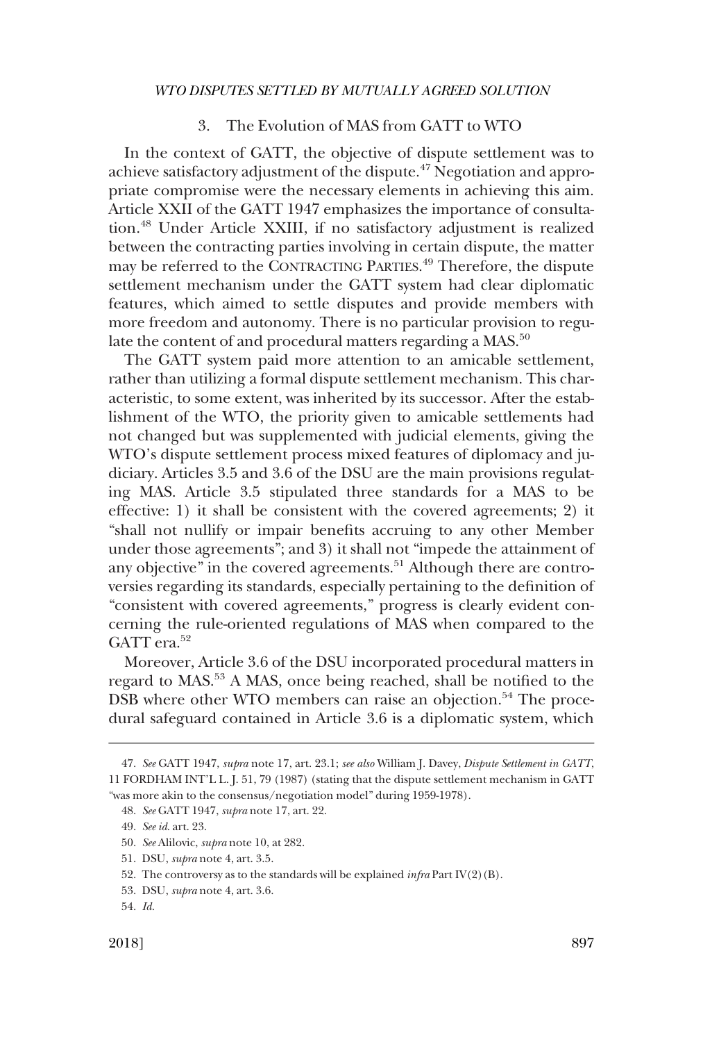### 3. The Evolution of MAS from GATT to WTO

In the context of GATT, the objective of dispute settlement was to achieve satisfactory adjustment of the dispute.[47] Negotiation and appropriate compromise were the necessary elements in achieving this aim. Article XXII of the GATT 1947 emphasizes the importance of consultation.[48] Under Article XXIII, if no satisfactory adjustment is realized between the contracting parties involving in certain dispute, the matter may be referred to the CONTRACTING PARTIES.[49] Therefore, the dispute settlement mechanism under the GATT system had clear diplomatic features, which aimed to settle disputes and provide members with more freedom and autonomy. There is no particular provision to regulate the content of and procedural matters regarding a MAS.[50]

The GATT system paid more attention to an amicable settlement, rather than utilizing a formal dispute settlement mechanism. This characteristic, to some extent, was inherited by its successor. After the establishment of the WTO, the priority given to amicable settlements had not changed but was supplemented with judicial elements, giving the WTO's dispute settlement process mixed features of diplomacy and judiciary. Articles 3.5 and 3.6 of the DSU are the main provisions regulating MAS. Article 3.5 stipulated three standards for a MAS to be effective: 1) it shall be consistent with the covered agreements; 2) it "shall not nullify or impair benefits accruing to any other Member under those agreements"; and 3) it shall not "impede the attainment of any objective" in the covered agreements.[51] Although there are controversies regarding its standards, especially pertaining to the definition of "consistent with covered agreements," progress is clearly evident concerning the rule-oriented regulations of MAS when compared to the GATT era.[52]

Moreover, Article 3.6 of the DSU incorporated procedural matters in regard to MAS.[53] A MAS, once being reached, shall be notified to the DSB where other WTO members can raise an objection.[54] The procedural safeguard contained in Article 3.6 is a diplomatic system, which

---

47. *See* GATT 1947, *supra* note 17, art. 23.1; *see also* William J. Davey, *Dispute Settlement in GATT*, 11 FORDHAM INT'L L. J. 51, 79 (1987) (stating that the dispute settlement mechanism in GATT "was more akin to the consensus/negotiation model" during 1959-1978).

48. *See* GATT 1947, *supra* note 17, art. 22.

49. *See id.* art. 23.

50. *See* Alilovic, *supra* note 10, at 282.

51. DSU, *supra* note 4, art. 3.5.

52. The controversy as to the standards will be explained *infra* Part IV(2)(B).

53. DSU, *supra* note 4, art. 3.6.

54. *Id.*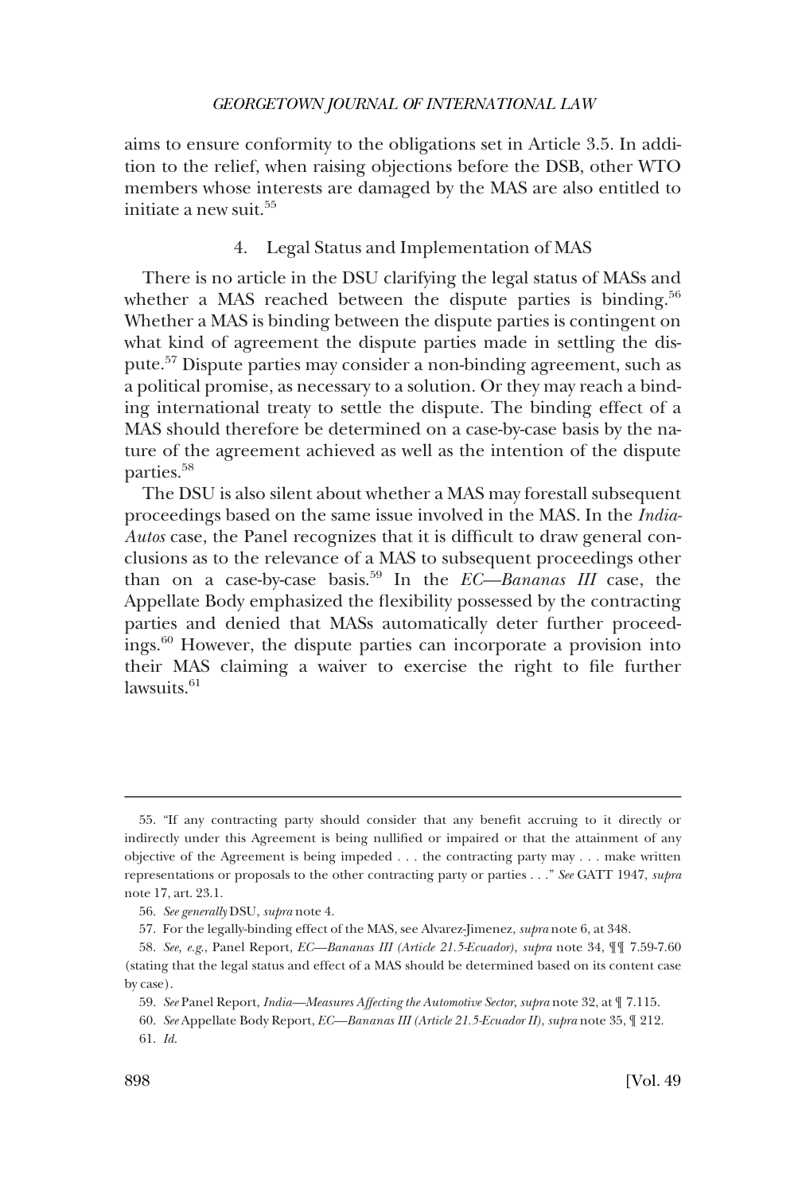aims to ensure conformity to the obligations set in Article 3.5. In addition to the relief, when raising objections before the DSB, other WTO members whose interests are damaged by the MAS are also entitled to initiate a new suit.[55]

### 4. Legal Status and Implementation of MAS

There is no article in the DSU clarifying the legal status of MASs and whether a MAS reached between the dispute parties is binding.[56] Whether a MAS is binding between the dispute parties is contingent on what kind of agreement the dispute parties made in settling the dispute.[57] Dispute parties may consider a non-binding agreement, such as a political promise, as necessary to a solution. Or they may reach a binding international treaty to settle the dispute. The binding effect of a MAS should therefore be determined on a case-by-case basis by the nature of the agreement achieved as well as the intention of the dispute parties.[58]

The DSU is also silent about whether a MAS may forestall subsequent proceedings based on the same issue involved in the MAS. In the *India-Autos* case, the Panel recognizes that it is difficult to draw general conclusions as to the relevance of a MAS to subsequent proceedings other than on a case-by-case basis.[59] In the *EC—Bananas III* case, the Appellate Body emphasized the flexibility possessed by the contracting parties and denied that MASs automatically deter further proceedings.[60] However, the dispute parties can incorporate a provision into their MAS claiming a waiver to exercise the right to file further lawsuits.[61]

---

55. "If any contracting party should consider that any benefit accruing to it directly or indirectly under this Agreement is being nullified or impaired or that the attainment of any objective of the Agreement is being impeded . . . the contracting party may . . . make written representations or proposals to the other contracting party or parties . . ." *See* GATT 1947, *supra* note 17, art. 23.1.

56. *See generally* DSU, *supra* note 4.

57. For the legally-binding effect of the MAS, see Alvarez-Jimenez, *supra* note 6, at 348.

58. *See, e.g.*, Panel Report, *EC—Bananas III (Article 21.5-Ecuador)*, *supra* note 34, ¶¶ 7.59-7.60 (stating that the legal status and effect of a MAS should be determined based on its content case by case).

59. *See* Panel Report, *India—Measures Affecting the Automotive Sector*, *supra* note 32, at ¶ 7.115.

60. *See* Appellate Body Report, *EC—Bananas III (Article 21.5-Ecuador II)*, *supra* note 35, ¶ 212.

61. *Id.*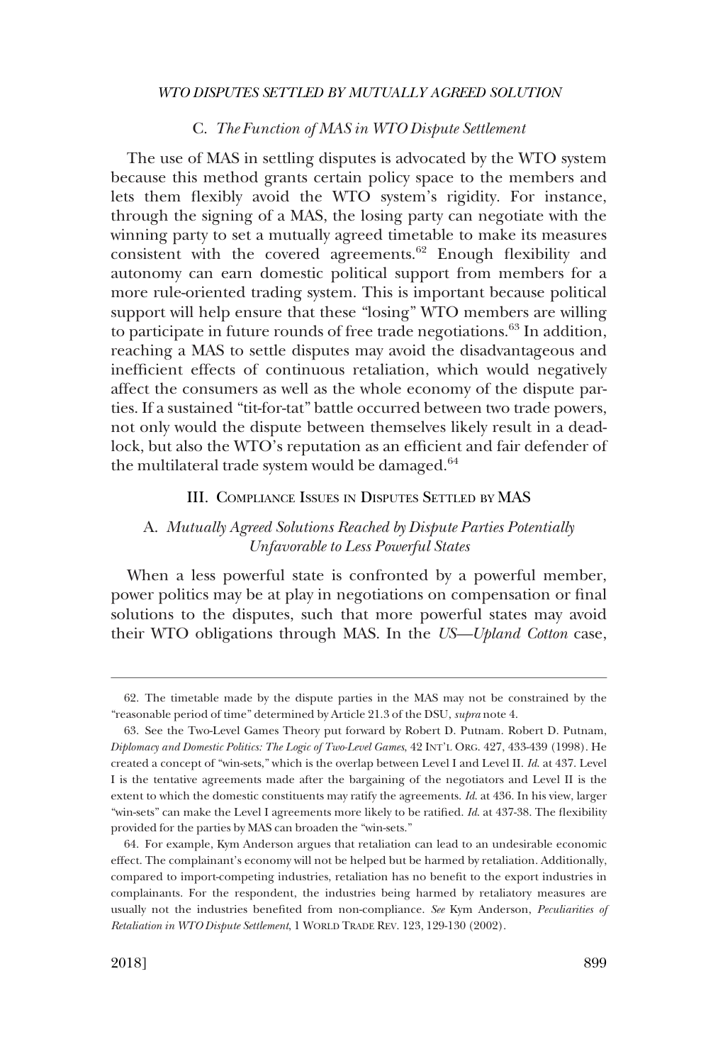### C. *The Function of MAS in WTO Dispute Settlement*

The use of MAS in settling disputes is advocated by the WTO system because this method grants certain policy space to the members and lets them flexibly avoid the WTO system's rigidity. For instance, through the signing of a MAS, the losing party can negotiate with the winning party to set a mutually agreed timetable to make its measures consistent with the covered agreements.[62] Enough flexibility and autonomy can earn domestic political support from members for a more rule-oriented trading system. This is important because political support will help ensure that these "losing" WTO members are willing to participate in future rounds of free trade negotiations.[63] In addition, reaching a MAS to settle disputes may avoid the disadvantageous and inefficient effects of continuous retaliation, which would negatively affect the consumers as well as the whole economy of the dispute parties. If a sustained "tit-for-tat" battle occurred between two trade powers, not only would the dispute between themselves likely result in a deadlock, but also the WTO's reputation as an efficient and fair defender of the multilateral trade system would be damaged.[64]

## III. Compliance Issues in Disputes Settled by MAS

### A. *Mutually Agreed Solutions Reached by Dispute Parties Potentially Unfavorable to Less Powerful States*

When a less powerful state is confronted by a powerful member, power politics may be at play in negotiations on compensation or final solutions to the disputes, such that more powerful states may avoid their WTO obligations through MAS. In the *US—Upland Cotton* case,

---

62. The timetable made by the dispute parties in the MAS may not be constrained by the "reasonable period of time" determined by Article 21.3 of the DSU, *supra* note 4.

63. See the Two-Level Games Theory put forward by Robert D. Putnam. Robert D. Putnam, *Diplomacy and Domestic Politics: The Logic of Two-Level Games*, 42 INT'L ORG. 427, 433-439 (1998). He created a concept of "win-sets," which is the overlap between Level I and Level II. *Id.* at 437. Level I is the tentative agreements made after the bargaining of the negotiators and Level II is the extent to which the domestic constituents may ratify the agreements. *Id.* at 436. In his view, larger "win-sets" can make the Level I agreements more likely to be ratified. *Id.* at 437-38. The flexibility provided for the parties by MAS can broaden the "win-sets."

64. For example, Kym Anderson argues that retaliation can lead to an undesirable economic effect. The complainant's economy will not be helped but be harmed by retaliation. Additionally, compared to import-competing industries, retaliation has no benefit to the export industries in complainants. For the respondent, the industries being harmed by retaliatory measures are usually not the industries benefited from non-compliance. *See* Kym Anderson, *Peculiarities of Retaliation in WTO Dispute Settlement*, 1 WORLD TRADE REV. 123, 129-130 (2002).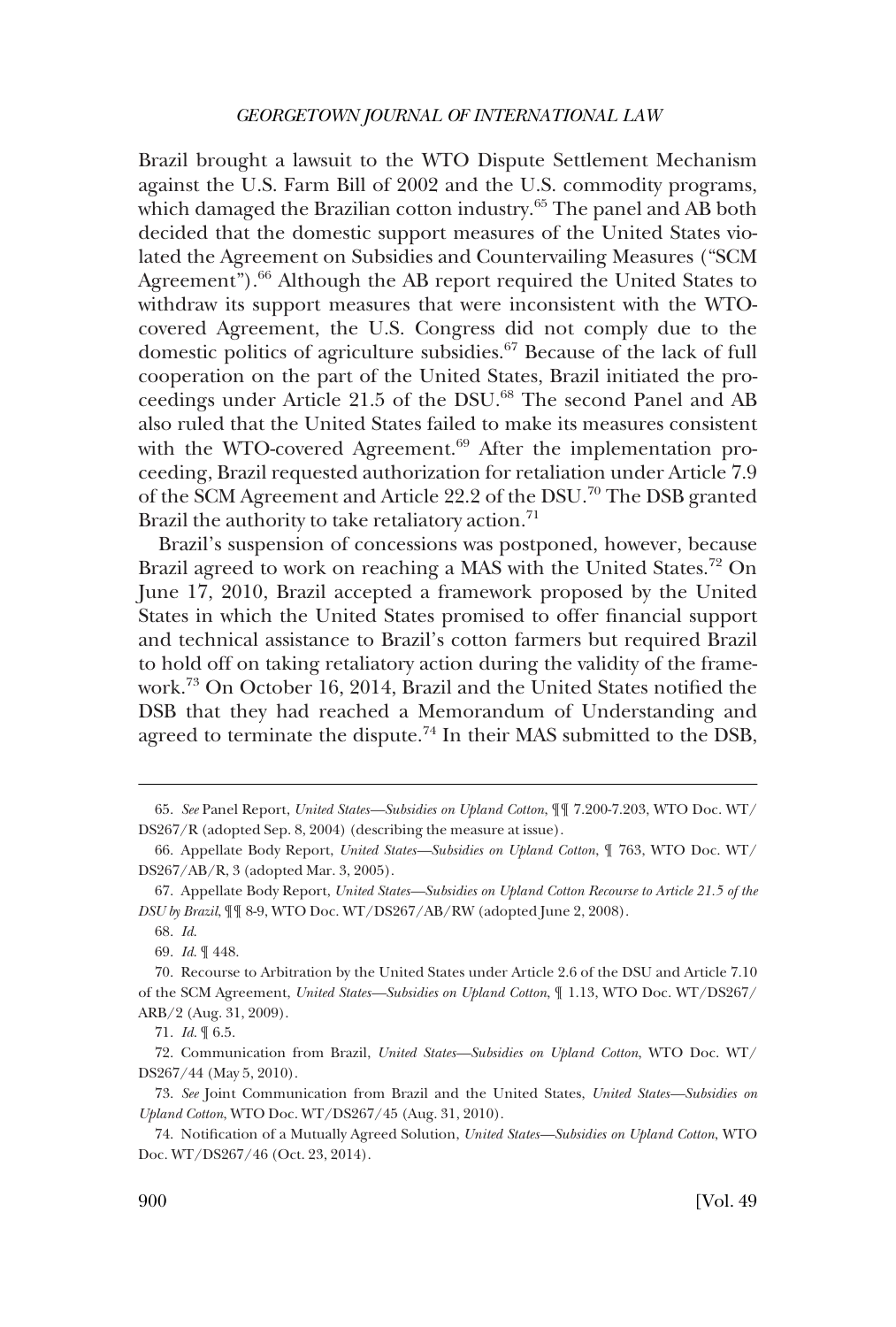Brazil brought a lawsuit to the WTO Dispute Settlement Mechanism against the U.S. Farm Bill of 2002 and the U.S. commodity programs, which damaged the Brazilian cotton industry.[65] The panel and AB both decided that the domestic support measures of the United States violated the Agreement on Subsidies and Countervailing Measures ("SCM Agreement").[66] Although the AB report required the United States to withdraw its support measures that were inconsistent with the WTO-covered Agreement, the U.S. Congress did not comply due to the domestic politics of agriculture subsidies.[67] Because of the lack of full cooperation on the part of the United States, Brazil initiated the proceedings under Article 21.5 of the DSU.[68] The second Panel and AB also ruled that the United States failed to make its measures consistent with the WTO-covered Agreement.[69] After the implementation proceeding, Brazil requested authorization for retaliation under Article 7.9 of the SCM Agreement and Article 22.2 of the DSU.[70] The DSB granted Brazil the authority to take retaliatory action.[71]

Brazil's suspension of concessions was postponed, however, because Brazil agreed to work on reaching a MAS with the United States.[72] On June 17, 2010, Brazil accepted a framework proposed by the United States in which the United States promised to offer financial support and technical assistance to Brazil's cotton farmers but required Brazil to hold off on taking retaliatory action during the validity of the framework.[73] On October 16, 2014, Brazil and the United States notified the DSB that they had reached a Memorandum of Understanding and agreed to terminate the dispute.[74] In their MAS submitted to the DSB,

---

65. *See* Panel Report, *United States—Subsidies on Upland Cotton*, ¶¶ 7.200-7.203, WTO Doc. WT/DS267/R (adopted Sep. 8, 2004) (describing the measure at issue).

66. Appellate Body Report, *United States—Subsidies on Upland Cotton*, ¶ 763, WTO Doc. WT/DS267/AB/R, 3 (adopted Mar. 3, 2005).

67. Appellate Body Report, *United States—Subsidies on Upland Cotton Recourse to Article 21.5 of the DSU by Brazil*, ¶¶ 8-9, WTO Doc. WT/DS267/AB/RW (adopted June 2, 2008).

68. *Id.*

69. *Id.* ¶ 448.

70. Recourse to Arbitration by the United States under Article 2.6 of the DSU and Article 7.10 of the SCM Agreement, *United States—Subsidies on Upland Cotton*, ¶ 1.13, WTO Doc. WT/DS267/ARB/2 (Aug. 31, 2009).

71. *Id.* ¶ 6.5.

72. Communication from Brazil, *United States—Subsidies on Upland Cotton*, WTO Doc. WT/DS267/44 (May 5, 2010).

73. *See* Joint Communication from Brazil and the United States, *United States—Subsidies on Upland Cotton*, WTO Doc. WT/DS267/45 (Aug. 31, 2010).

74. Notification of a Mutually Agreed Solution, *United States—Subsidies on Upland Cotton*, WTO Doc. WT/DS267/46 (Oct. 23, 2014).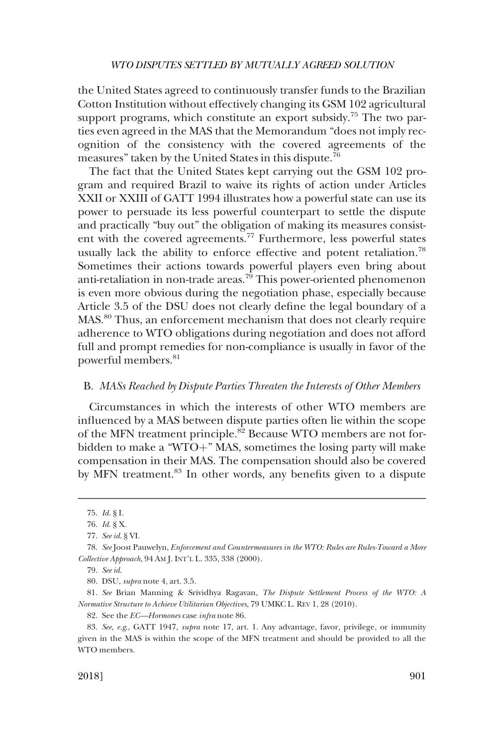the United States agreed to continuously transfer funds to the Brazilian Cotton Institution without effectively changing its GSM 102 agricultural support programs, which constitute an export subsidy.[75] The two parties even agreed in the MAS that the Memorandum "does not imply recognition of the consistency with the covered agreements of the measures" taken by the United States in this dispute.[76]

The fact that the United States kept carrying out the GSM 102 program and required Brazil to waive its rights of action under Articles XXII or XXIII of GATT 1994 illustrates how a powerful state can use its power to persuade its less powerful counterpart to settle the dispute and practically "buy out" the obligation of making its measures consistent with the covered agreements.[77] Furthermore, less powerful states usually lack the ability to enforce effective and potent retaliation.[78] Sometimes their actions towards powerful players even bring about anti-retaliation in non-trade areas.[79] This power-oriented phenomenon is even more obvious during the negotiation phase, especially because Article 3.5 of the DSU does not clearly define the legal boundary of a MAS.[80] Thus, an enforcement mechanism that does not clearly require adherence to WTO obligations during negotiation and does not afford full and prompt remedies for non-compliance is usually in favor of the powerful members.[81]

### B. *MASs Reached by Dispute Parties Threaten the Interests of Other Members*

Circumstances in which the interests of other WTO members are influenced by a MAS between dispute parties often lie within the scope of the MFN treatment principle.[82] Because WTO members are not forbidden to make a "WTO+" MAS, sometimes the losing party will make compensation in their MAS. The compensation should also be covered by MFN treatment.[83] In other words, any benefits given to a dispute

---

75. *Id.* § I.

76. *Id.* § X.

77. *See id.* § VI.

78. *See* Joost Pauwelyn, *Enforcement and Countermeasures in the WTO: Rules are Rules-Toward a More Collective Approach*, 94 AM J. INT'L L. 335, 338 (2000).

79. *See id.*

80. DSU, *supra* note 4, art. 3.5.

81. *See* Brian Manning & Srividhya Ragavan, *The Dispute Settlement Process of the WTO: A Normative Structure to Achieve Utilitarian Objectives*, 79 UMKC L. REV 1, 28 (2010).

82. See the *EC—Hormones* case *infra* note 86.

83. *See, e.g.*, GATT 1947, *supra* note 17, art. 1. Any advantage, favor, privilege, or immunity given in the MAS is within the scope of the MFN treatment and should be provided to all the WTO members.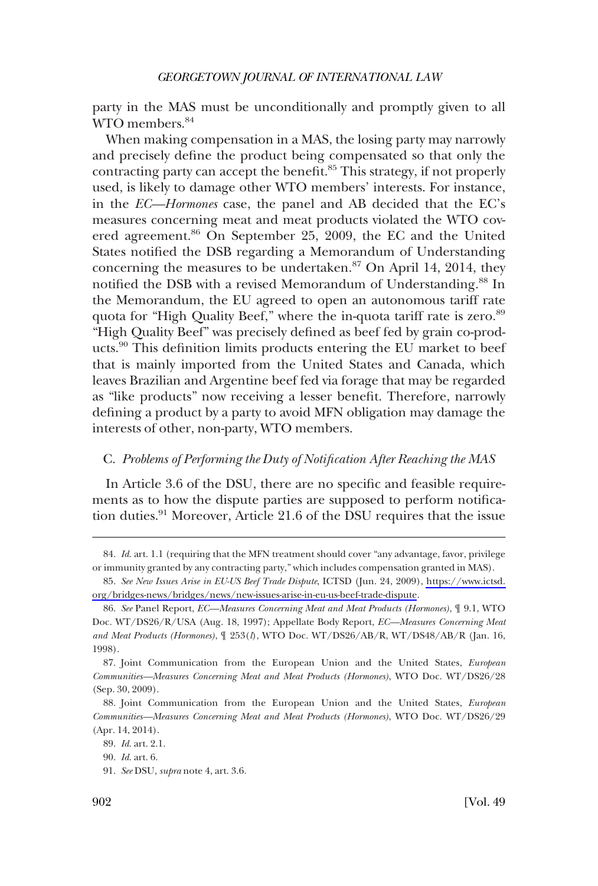party in the MAS must be unconditionally and promptly given to all WTO members.[84]

When making compensation in a MAS, the losing party may narrowly and precisely define the product being compensated so that only the contracting party can accept the benefit.[85] This strategy, if not properly used, is likely to damage other WTO members' interests. For instance, in the *EC—Hormones* case, the panel and AB decided that the EC's measures concerning meat and meat products violated the WTO covered agreement.[86] On September 25, 2009, the EC and the United States notified the DSB regarding a Memorandum of Understanding concerning the measures to be undertaken.[87] On April 14, 2014, they notified the DSB with a revised Memorandum of Understanding.[88] In the Memorandum, the EU agreed to open an autonomous tariff rate quota for "High Quality Beef," where the in-quota tariff rate is zero.[89] "High Quality Beef" was precisely defined as beef fed by grain co-products.[90] This definition limits products entering the EU market to beef that is mainly imported from the United States and Canada, which leaves Brazilian and Argentine beef fed via forage that may be regarded as "like products" now receiving a lesser benefit. Therefore, narrowly defining a product by a party to avoid MFN obligation may damage the interests of other, non-party, WTO members.

### C. *Problems of Performing the Duty of Notification After Reaching the MAS*

In Article 3.6 of the DSU, there are no specific and feasible requirements as to how the dispute parties are supposed to perform notification duties.[91] Moreover, Article 21.6 of the DSU requires that the issue

---

84. *Id.* art. 1.1 (requiring that the MFN treatment should cover "any advantage, favor, privilege or immunity granted by any contracting party," which includes compensation granted in MAS).

85. *See New Issues Arise in EU-US Beef Trade Dispute*, ICTSD (Jun. 24, 2009), https://www.ictsd.org/bridges-news/bridges/news/new-issues-arise-in-eu-us-beef-trade-dispute.

86. *See* Panel Report, *EC—Measures Concerning Meat and Meat Products (Hormones)*, ¶ 9.1, WTO Doc. WT/DS26/R/USA (Aug. 18, 1997); Appellate Body Report, *EC—Measures Concerning Meat and Meat Products (Hormones)*, ¶ 253(*l*), WTO Doc. WT/DS26/AB/R, WT/DS48/AB/R (Jan. 16, 1998).

87. Joint Communication from the European Union and the United States, *European Communities—Measures Concerning Meat and Meat Products (Hormones)*, WTO Doc. WT/DS26/28 (Sep. 30, 2009).

88. Joint Communication from the European Union and the United States, *European Communities—Measures Concerning Meat and Meat Products (Hormones)*, WTO Doc. WT/DS26/29 (Apr. 14, 2014).

89. *Id.* art. 2.1.

90. *Id.* art. 6.

91. *See* DSU, *supra* note 4, art. 3.6.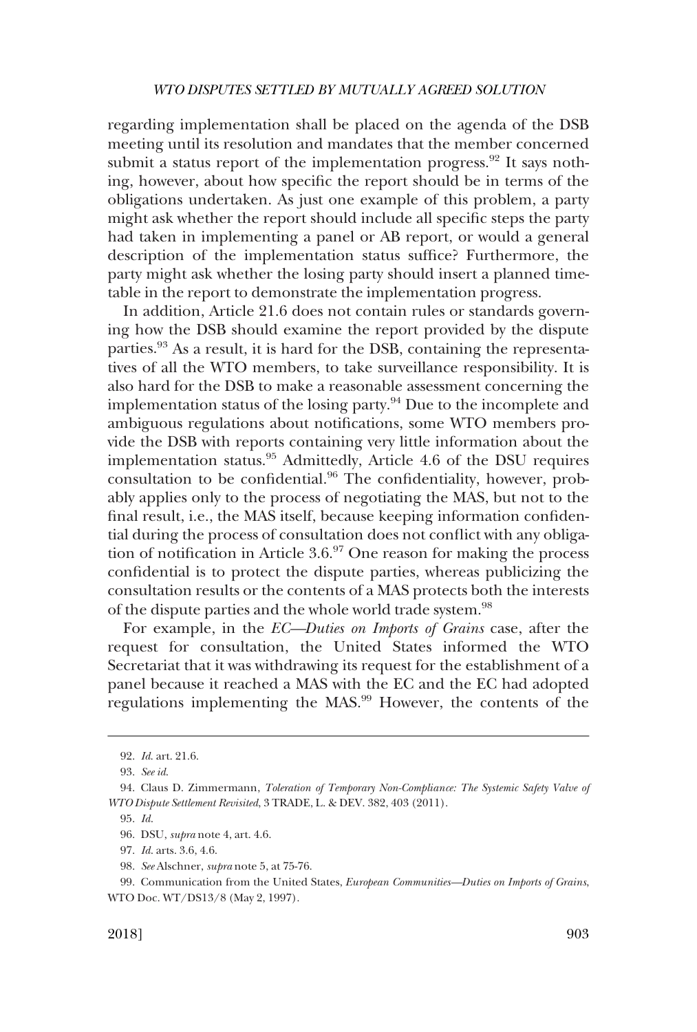regarding implementation shall be placed on the agenda of the DSB meeting until its resolution and mandates that the member concerned submit a status report of the implementation progress.[92] It says nothing, however, about how specific the report should be in terms of the obligations undertaken. As just one example of this problem, a party might ask whether the report should include all specific steps the party had taken in implementing a panel or AB report, or would a general description of the implementation status suffice? Furthermore, the party might ask whether the losing party should insert a planned timetable in the report to demonstrate the implementation progress.

In addition, Article 21.6 does not contain rules or standards governing how the DSB should examine the report provided by the dispute parties.[93] As a result, it is hard for the DSB, containing the representatives of all the WTO members, to take surveillance responsibility. It is also hard for the DSB to make a reasonable assessment concerning the implementation status of the losing party.[94] Due to the incomplete and ambiguous regulations about notifications, some WTO members provide the DSB with reports containing very little information about the implementation status.[95] Admittedly, Article 4.6 of the DSU requires consultation to be confidential.[96] The confidentiality, however, probably applies only to the process of negotiating the MAS, but not to the final result, i.e., the MAS itself, because keeping information confidential during the process of consultation does not conflict with any obligation of notification in Article 3.6.[97] One reason for making the process confidential is to protect the dispute parties, whereas publicizing the consultation results or the contents of a MAS protects both the interests of the dispute parties and the whole world trade system.[98]

For example, in the *EC—Duties on Imports of Grains* case, after the request for consultation, the United States informed the WTO Secretariat that it was withdrawing its request for the establishment of a panel because it reached a MAS with the EC and the EC had adopted regulations implementing the MAS.[99] However, the contents of the

---

92. *Id.* art. 21.6.

93. *See id.*

94. Claus D. Zimmermann, *Toleration of Temporary Non-Compliance: The Systemic Safety Valve of WTO Dispute Settlement Revisited*, 3 TRADE, L. & DEV. 382, 403 (2011).

95. *Id.*

96. DSU, *supra* note 4, art. 4.6.

97. *Id.* arts. 3.6, 4.6.

98. *See* Alschner, *supra* note 5, at 75-76.

99. Communication from the United States, *European Communities—Duties on Imports of Grains*, WTO Doc. WT/DS13/8 (May 2, 1997).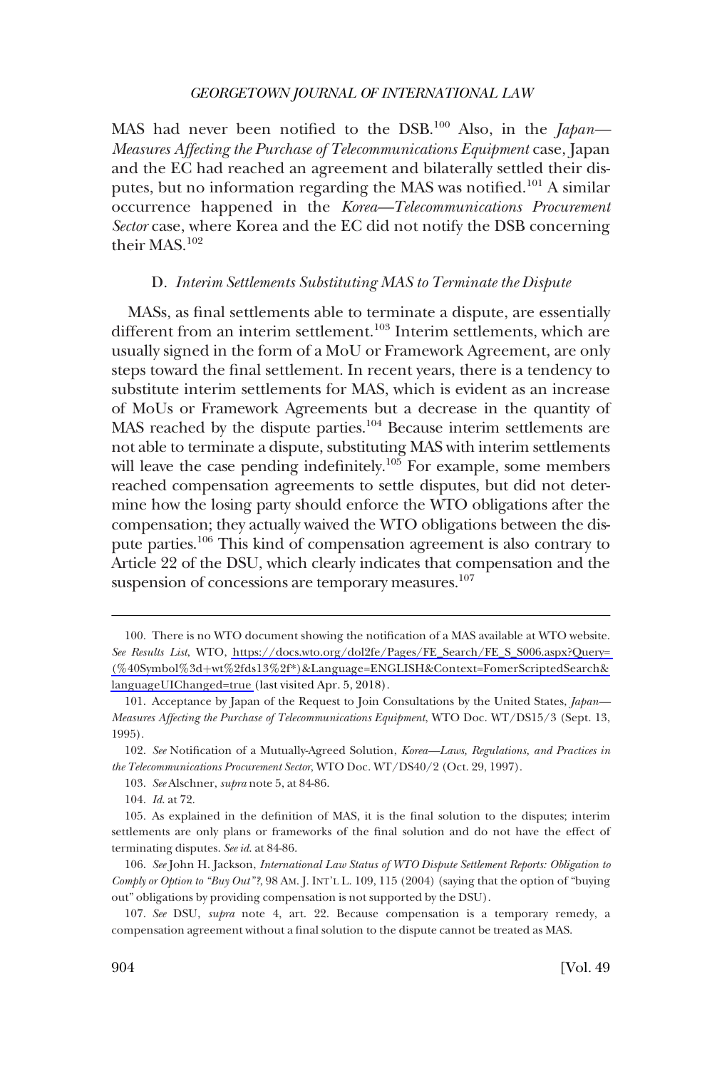MAS had never been notified to the DSB.[100] Also, in the *Japan—Measures Affecting the Purchase of Telecommunications Equipment* case, Japan and the EC had reached an agreement and bilaterally settled their disputes, but no information regarding the MAS was notified.[101] A similar occurrence happened in the *Korea—Telecommunications Procurement Sector* case, where Korea and the EC did not notify the DSB concerning their MAS.[102]

### D. *Interim Settlements Substituting MAS to Terminate the Dispute*

MASs, as final settlements able to terminate a dispute, are essentially different from an interim settlement.[103] Interim settlements, which are usually signed in the form of a MoU or Framework Agreement, are only steps toward the final settlement. In recent years, there is a tendency to substitute interim settlements for MAS, which is evident as an increase of MoUs or Framework Agreements but a decrease in the quantity of MAS reached by the dispute parties.[104] Because interim settlements are not able to terminate a dispute, substituting MAS with interim settlements will leave the case pending indefinitely.[105] For example, some members reached compensation agreements to settle disputes, but did not determine how the losing party should enforce the WTO obligations after the compensation; they actually waived the WTO obligations between the dispute parties.[106] This kind of compensation agreement is also contrary to Article 22 of the DSU, which clearly indicates that compensation and the suspension of concessions are temporary measures.[107]

---

100. There is no WTO document showing the notification of a MAS available at WTO website. *See Results List*, WTO, [https://docs.wto.org/dol2fe/Pages/FE_Search/FE_S_S006.aspx?Query=(%40Symbol%3d+wt%2fds13%2f*)&Language=ENGLISH&Context=FomerScriptedSearch&languageUIChanged=true](https://docs.wto.org/dol2fe/Pages/FE_Search/FE_S_S006.aspx?Query=(%40Symbol%3d+wt%2fds13%2f*)&Language=ENGLISH&Context=FomerScriptedSearch&languageUIChanged=true) (last visited Apr. 5, 2018).

101. Acceptance by Japan of the Request to Join Consultations by the United States, *Japan—Measures Affecting the Purchase of Telecommunications Equipment*, WTO Doc. WT/DS15/3 (Sept. 13, 1995).

102. *See* Notification of a Mutually-Agreed Solution, *Korea—Laws, Regulations, and Practices in the Telecommunications Procurement Sector*, WTO Doc. WT/DS40/2 (Oct. 29, 1997).

103. *See* Alschner, *supra* note 5, at 84-86.

104. *Id.* at 72.

105. As explained in the definition of MAS, it is the final solution to the disputes; interim settlements are only plans or frameworks of the final solution and do not have the effect of terminating disputes. *See id.* at 84-86.

106. *See* John H. Jackson, *International Law Status of WTO Dispute Settlement Reports: Obligation to Comply or Option to "Buy Out"?*, 98 AM. J. INT'L L. 109, 115 (2004) (saying that the option of "buying out" obligations by providing compensation is not supported by the DSU).

107. *See* DSU, *supra* note 4, art. 22. Because compensation is a temporary remedy, a compensation agreement without a final solution to the dispute cannot be treated as MAS.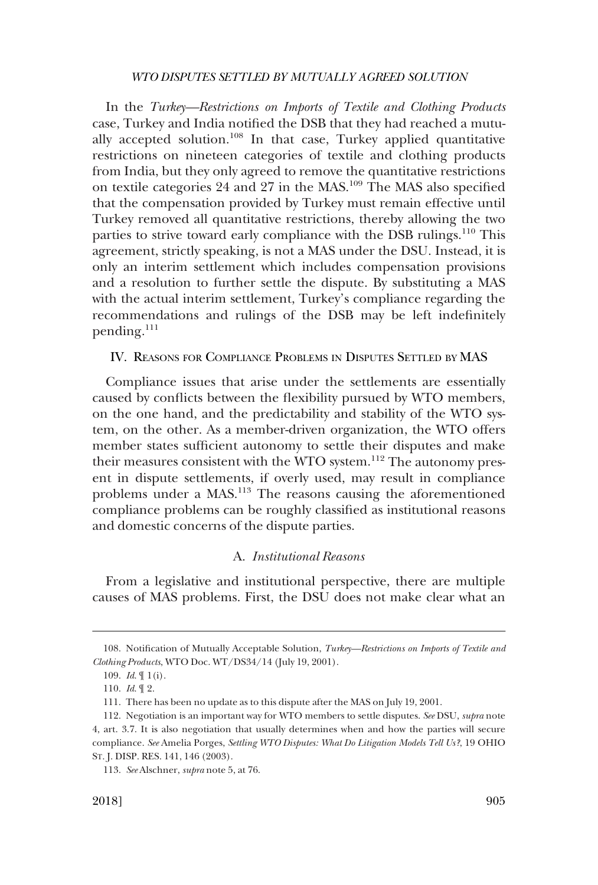In the *Turkey—Restrictions on Imports of Textile and Clothing Products* case, Turkey and India notified the DSB that they had reached a mutually accepted solution.[108] In that case, Turkey applied quantitative restrictions on nineteen categories of textile and clothing products from India, but they only agreed to remove the quantitative restrictions on textile categories 24 and 27 in the MAS.[109] The MAS also specified that the compensation provided by Turkey must remain effective until Turkey removed all quantitative restrictions, thereby allowing the two parties to strive toward early compliance with the DSB rulings.[110] This agreement, strictly speaking, is not a MAS under the DSU. Instead, it is only an interim settlement which includes compensation provisions and a resolution to further settle the dispute. By substituting a MAS with the actual interim settlement, Turkey's compliance regarding the recommendations and rulings of the DSB may be left indefinitely pending.[111]

## IV. Reasons for Compliance Problems in Disputes Settled by MAS

Compliance issues that arise under the settlements are essentially caused by conflicts between the flexibility pursued by WTO members, on the one hand, and the predictability and stability of the WTO system, on the other. As a member-driven organization, the WTO offers member states sufficient autonomy to settle their disputes and make their measures consistent with the WTO system.[112] The autonomy present in dispute settlements, if overly used, may result in compliance problems under a MAS.[113] The reasons causing the aforementioned compliance problems can be roughly classified as institutional reasons and domestic concerns of the dispute parties.

### A. *Institutional Reasons*

From a legislative and institutional perspective, there are multiple causes of MAS problems. First, the DSU does not make clear what an

---

108. Notification of Mutually Acceptable Solution, *Turkey—Restrictions on Imports of Textile and Clothing Products*, WTO Doc. WT/DS34/14 (July 19, 2001).

109. *Id.* ¶ 1(i).

110. *Id.* ¶ 2.

111. There has been no update as to this dispute after the MAS on July 19, 2001.

112. Negotiation is an important way for WTO members to settle disputes. *See* DSU, *supra* note 4, art. 3.7. It is also negotiation that usually determines when and how the parties will secure compliance. *See* Amelia Porges, *Settling WTO Disputes: What Do Litigation Models Tell Us?*, 19 OHIO ST. J. DISP. RES. 141, 146 (2003).

113. *See* Alschner, *supra* note 5, at 76.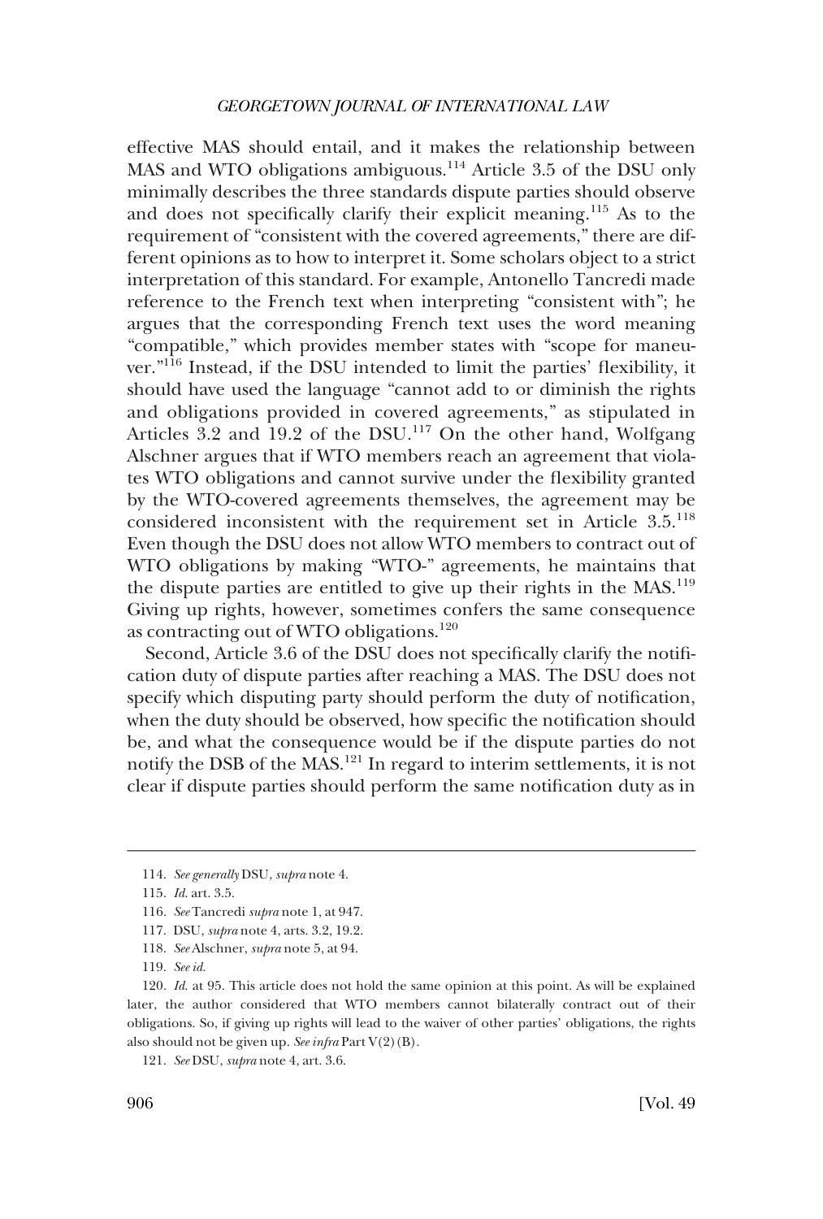effective MAS should entail, and it makes the relationship between MAS and WTO obligations ambiguous.[114] Article 3.5 of the DSU only minimally describes the three standards dispute parties should observe and does not specifically clarify their explicit meaning.[115] As to the requirement of "consistent with the covered agreements," there are different opinions as to how to interpret it. Some scholars object to a strict interpretation of this standard. For example, Antonello Tancredi made reference to the French text when interpreting "consistent with"; he argues that the corresponding French text uses the word meaning "compatible," which provides member states with "scope for maneuver."[116] Instead, if the DSU intended to limit the parties' flexibility, it should have used the language "cannot add to or diminish the rights and obligations provided in covered agreements," as stipulated in Articles 3.2 and 19.2 of the DSU.[117] On the other hand, Wolfgang Alschner argues that if WTO members reach an agreement that violates WTO obligations and cannot survive under the flexibility granted by the WTO-covered agreements themselves, the agreement may be considered inconsistent with the requirement set in Article 3.5.[118] Even though the DSU does not allow WTO members to contract out of WTO obligations by making "WTO-" agreements, he maintains that the dispute parties are entitled to give up their rights in the MAS.[119] Giving up rights, however, sometimes confers the same consequence as contracting out of WTO obligations.[120]

Second, Article 3.6 of the DSU does not specifically clarify the notification duty of dispute parties after reaching a MAS. The DSU does not specify which disputing party should perform the duty of notification, when the duty should be observed, how specific the notification should be, and what the consequence would be if the dispute parties do not notify the DSB of the MAS.[121] In regard to interim settlements, it is not clear if dispute parties should perform the same notification duty as in

---

114. *See generally* DSU, *supra* note 4.

115. *Id.* art. 3.5.

116. *See* Tancredi *supra* note 1, at 947.

117. DSU, *supra* note 4, arts. 3.2, 19.2.

118. *See* Alschner, *supra* note 5, at 94.

119. *See id.*

120. *Id.* at 95. This article does not hold the same opinion at this point. As will be explained later, the author considered that WTO members cannot bilaterally contract out of their obligations. So, if giving up rights will lead to the waiver of other parties' obligations, the rights also should not be given up. *See infra* Part V(2)(B).

121. *See* DSU, *supra* note 4, art. 3.6.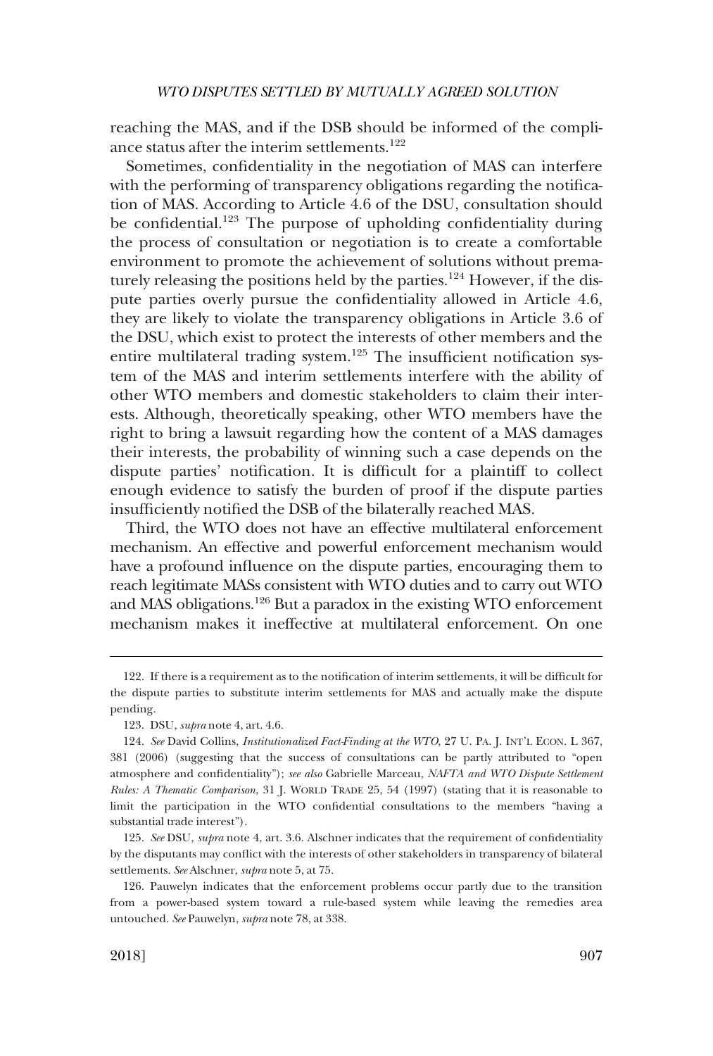reaching the MAS, and if the DSB should be informed of the compliance status after the interim settlements.[122]

Sometimes, confidentiality in the negotiation of MAS can interfere with the performing of transparency obligations regarding the notification of MAS. According to Article 4.6 of the DSU, consultation should be confidential.[123] The purpose of upholding confidentiality during the process of consultation or negotiation is to create a comfortable environment to promote the achievement of solutions without prematurely releasing the positions held by the parties.[124] However, if the dispute parties overly pursue the confidentiality allowed in Article 4.6, they are likely to violate the transparency obligations in Article 3.6 of the DSU, which exist to protect the interests of other members and the entire multilateral trading system.[125] The insufficient notification system of the MAS and interim settlements interfere with the ability of other WTO members and domestic stakeholders to claim their interests. Although, theoretically speaking, other WTO members have the right to bring a lawsuit regarding how the content of a MAS damages their interests, the probability of winning such a case depends on the dispute parties' notification. It is difficult for a plaintiff to collect enough evidence to satisfy the burden of proof if the dispute parties insufficiently notified the DSB of the bilaterally reached MAS.

Third, the WTO does not have an effective multilateral enforcement mechanism. An effective and powerful enforcement mechanism would have a profound influence on the dispute parties, encouraging them to reach legitimate MASs consistent with WTO duties and to carry out WTO and MAS obligations.[126] But a paradox in the existing WTO enforcement mechanism makes it ineffective at multilateral enforcement. On one

---

122. If there is a requirement as to the notification of interim settlements, it will be difficult for the dispute parties to substitute interim settlements for MAS and actually make the dispute pending.

123. DSU, *supra* note 4, art. 4.6.

124. *See* David Collins, *Institutionalized Fact-Finding at the WTO*, 27 U. PA. J. INT'L ECON. L 367, 381 (2006) (suggesting that the success of consultations can be partly attributed to "open atmosphere and confidentiality"); *see also* Gabrielle Marceau, *NAFTA and WTO Dispute Settlement Rules: A Thematic Comparison*, 31 J. WORLD TRADE 25, 54 (1997) (stating that it is reasonable to limit the participation in the WTO confidential consultations to the members "having a substantial trade interest").

125. *See* DSU, *supra* note 4, art. 3.6. Alschner indicates that the requirement of confidentiality by the disputants may conflict with the interests of other stakeholders in transparency of bilateral settlements. *See* Alschner, *supra* note 5, at 75.

126. Pauwelyn indicates that the enforcement problems occur partly due to the transition from a power-based system toward a rule-based system while leaving the remedies area untouched. *See* Pauwelyn, *supra* note 78, at 338.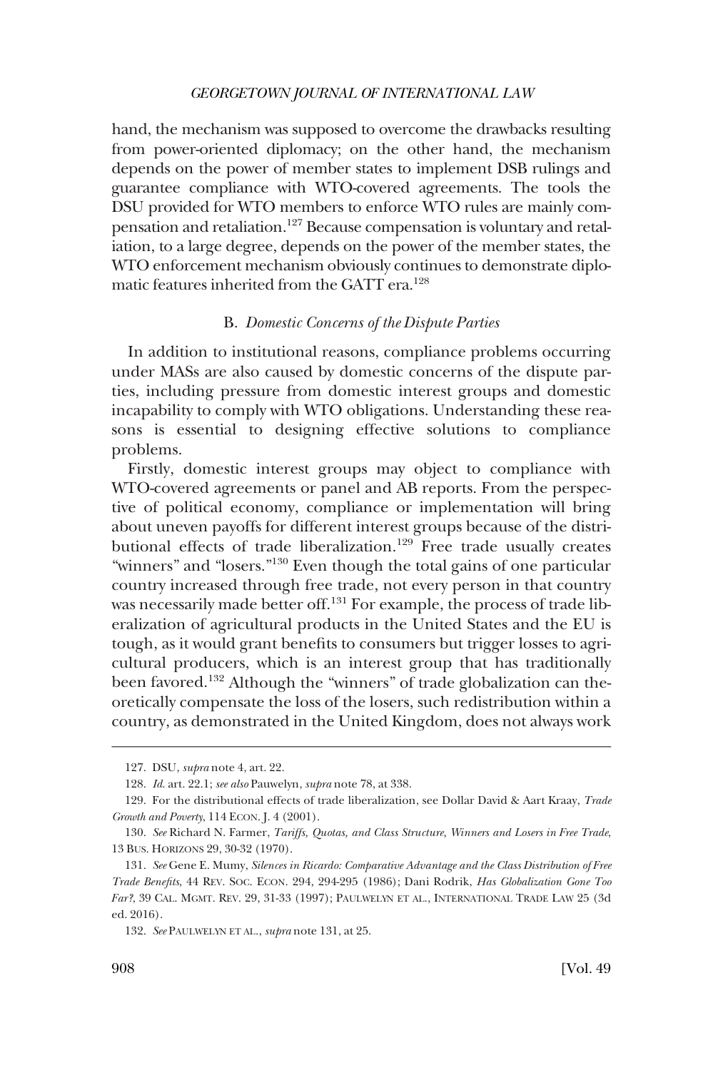hand, the mechanism was supposed to overcome the drawbacks resulting from power-oriented diplomacy; on the other hand, the mechanism depends on the power of member states to implement DSB rulings and guarantee compliance with WTO-covered agreements. The tools the DSU provided for WTO members to enforce WTO rules are mainly compensation and retaliation.[127] Because compensation is voluntary and retaliation, to a large degree, depends on the power of the member states, the WTO enforcement mechanism obviously continues to demonstrate diplomatic features inherited from the GATT era.[128]

### B. *Domestic Concerns of the Dispute Parties*

In addition to institutional reasons, compliance problems occurring under MASs are also caused by domestic concerns of the dispute parties, including pressure from domestic interest groups and domestic incapability to comply with WTO obligations. Understanding these reasons is essential to designing effective solutions to compliance problems.

Firstly, domestic interest groups may object to compliance with WTO-covered agreements or panel and AB reports. From the perspective of political economy, compliance or implementation will bring about uneven payoffs for different interest groups because of the distributional effects of trade liberalization.[129] Free trade usually creates "winners" and "losers."[130] Even though the total gains of one particular country increased through free trade, not every person in that country was necessarily made better off.[131] For example, the process of trade liberalization of agricultural products in the United States and the EU is tough, as it would grant benefits to consumers but trigger losses to agricultural producers, which is an interest group that has traditionally been favored.[132] Although the "winners" of trade globalization can theoretically compensate the loss of the losers, such redistribution within a country, as demonstrated in the United Kingdom, does not always work

---

127. DSU, *supra* note 4, art. 22.

128. *Id*. art. 22.1; *see also* Pauwelyn, *supra* note 78, at 338.

129. For the distributional effects of trade liberalization, see Dollar David & Aart Kraay, *Trade Growth and Poverty*, 114 ECON. J. 4 (2001).

130. *See* Richard N. Farmer, *Tariffs, Quotas, and Class Structure, Winners and Losers in Free Trade*, 13 BUS. HORIZONS 29, 30-32 (1970).

131. *See* Gene E. Mumy, *Silences in Ricardo: Comparative Advantage and the Class Distribution of Free Trade Benefits*, 44 REV. SOC. ECON. 294, 294-295 (1986); Dani Rodrik, *Has Globalization Gone Too Far?*, 39 CAL. MGMT. REV. 29, 31-33 (1997); PAULWELYN ET AL., INTERNATIONAL TRADE LAW 25 (3d ed. 2016).

132. *See* PAULWELYN ET AL., *supra* note 131, at 25.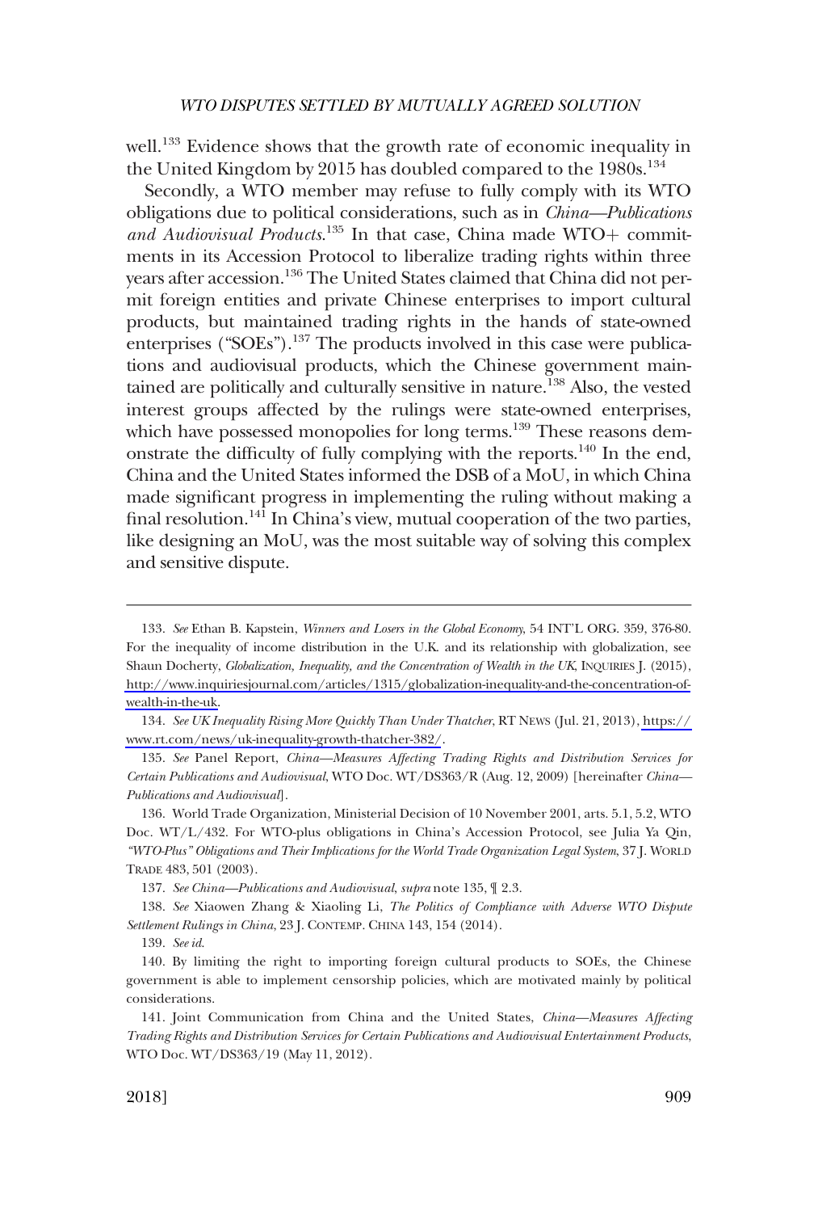well.[133] Evidence shows that the growth rate of economic inequality in the United Kingdom by 2015 has doubled compared to the 1980s.[134]

Secondly, a WTO member may refuse to fully comply with its WTO obligations due to political considerations, such as in *China—Publications and Audiovisual Products*.[135] In that case, China made WTO+ commitments in its Accession Protocol to liberalize trading rights within three years after accession.[136] The United States claimed that China did not permit foreign entities and private Chinese enterprises to import cultural products, but maintained trading rights in the hands of state-owned enterprises ("SOEs").[137] The products involved in this case were publications and audiovisual products, which the Chinese government maintained are politically and culturally sensitive in nature.[138] Also, the vested interest groups affected by the rulings were state-owned enterprises, which have possessed monopolies for long terms.[139] These reasons demonstrate the difficulty of fully complying with the reports.[140] In the end, China and the United States informed the DSB of a MoU, in which China made significant progress in implementing the ruling without making a final resolution.[141] In China's view, mutual cooperation of the two parties, like designing an MoU, was the most suitable way of solving this complex and sensitive dispute.

---

133. *See* Ethan B. Kapstein, *Winners and Losers in the Global Economy*, 54 INT'L ORG. 359, 376-80. For the inequality of income distribution in the U.K. and its relationship with globalization, see Shaun Docherty, *Globalization, Inequality, and the Concentration of Wealth in the UK*, INQUIRIES J. (2015), http://www.inquiriesjournal.com/articles/1315/globalization-inequality-and-the-concentration-of-wealth-in-the-uk.

134. *See UK Inequality Rising More Quickly Than Under Thatcher*, RT NEWS (Jul. 21, 2013), https://www.rt.com/news/uk-inequality-growth-thatcher-382/.

135. *See* Panel Report, *China—Measures Affecting Trading Rights and Distribution Services for Certain Publications and Audiovisual*, WTO Doc. WT/DS363/R (Aug. 12, 2009) [hereinafter *China—Publications and Audiovisual*].

136. World Trade Organization, Ministerial Decision of 10 November 2001, arts. 5.1, 5.2, WTO Doc. WT/L/432. For WTO-plus obligations in China's Accession Protocol, see Julia Ya Qin, *"WTO-Plus" Obligations and Their Implications for the World Trade Organization Legal System*, 37 J. WORLD TRADE 483, 501 (2003).

137. *See China—Publications and Audiovisual*, *supra* note 135, ¶ 2.3.

138. *See* Xiaowen Zhang & Xiaoling Li, *The Politics of Compliance with Adverse WTO Dispute Settlement Rulings in China*, 23 J. CONTEMP. CHINA 143, 154 (2014).

139. *See id.*

140. By limiting the right to importing foreign cultural products to SOEs, the Chinese government is able to implement censorship policies, which are motivated mainly by political considerations.

141. Joint Communication from China and the United States, *China—Measures Affecting Trading Rights and Distribution Services for Certain Publications and Audiovisual Entertainment Products*, WTO Doc. WT/DS363/19 (May 11, 2012).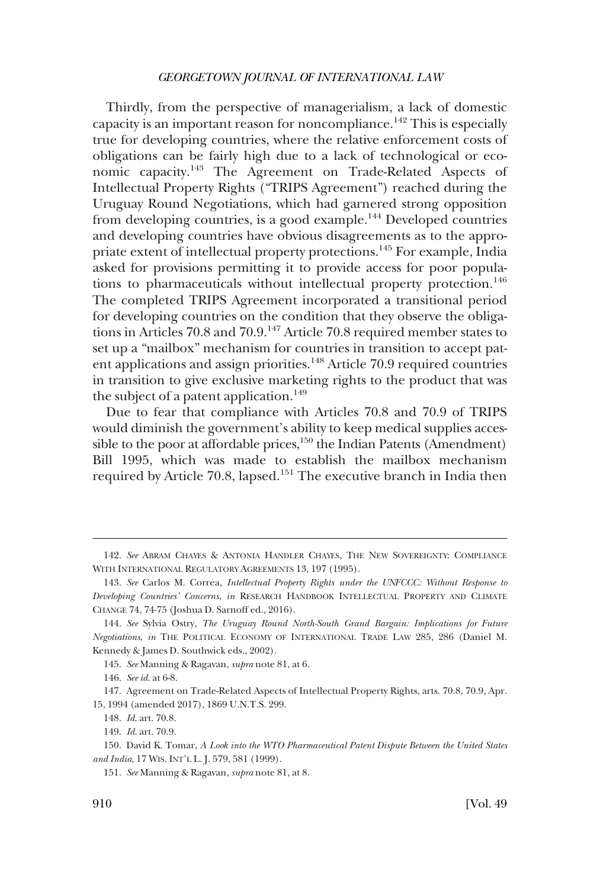Thirdly, from the perspective of managerialism, a lack of domestic capacity is an important reason for noncompliance.[142] This is especially true for developing countries, where the relative enforcement costs of obligations can be fairly high due to a lack of technological or economic capacity.[143] The Agreement on Trade-Related Aspects of Intellectual Property Rights ("TRIPS Agreement") reached during the Uruguay Round Negotiations, which had garnered strong opposition from developing countries, is a good example.[144] Developed countries and developing countries have obvious disagreements as to the appropriate extent of intellectual property protections.[145] For example, India asked for provisions permitting it to provide access for poor populations to pharmaceuticals without intellectual property protection.[146] The completed TRIPS Agreement incorporated a transitional period for developing countries on the condition that they observe the obligations in Articles 70.8 and 70.9.[147] Article 70.8 required member states to set up a "mailbox" mechanism for countries in transition to accept patent applications and assign priorities.[148] Article 70.9 required countries in transition to give exclusive marketing rights to the product that was the subject of a patent application.[149]

Due to fear that compliance with Articles 70.8 and 70.9 of TRIPS would diminish the government's ability to keep medical supplies accessible to the poor at affordable prices,[150] the Indian Patents (Amendment) Bill 1995, which was made to establish the mailbox mechanism required by Article 70.8, lapsed.[151] The executive branch in India then

---

142. *See* ABRAM CHAYES & ANTONIA HANDLER CHAYES, THE NEW SOVEREIGNTY: COMPLIANCE WITH INTERNATIONAL REGULATORY AGREEMENTS 13, 197 (1995).

143. *See* Carlos M. Correa, *Intellectual Property Rights under the UNFCCC: Without Response to Developing Countries' Concerns*, *in* RESEARCH HANDBOOK INTELLECTUAL PROPERTY AND CLIMATE CHANGE 74, 74-75 (Joshua D. Sarnoff ed., 2016).

144. *See* Sylvia Ostry, *The Uruguay Round North-South Grand Bargain: Implications for Future Negotiations*, *in* THE POLITICAL ECONOMY OF INTERNATIONAL TRADE LAW 285, 286 (Daniel M. Kennedy & James D. Southwick eds., 2002).

145. *See* Manning & Ragavan, *supra* note 81, at 6.

146. *See id*. at 6-8.

147. Agreement on Trade-Related Aspects of Intellectual Property Rights, arts. 70.8, 70.9, Apr. 15, 1994 (amended 2017), 1869 U.N.T.S. 299.

148. *Id*. art. 70.8.

149. *Id*. art. 70.9.

150. David K. Tomar, *A Look into the WTO Pharmaceutical Patent Dispute Between the United States and India*, 17 WIS. INT'L L. J. 579, 581 (1999).

151. *See* Manning & Ragavan, *supra* note 81, at 8.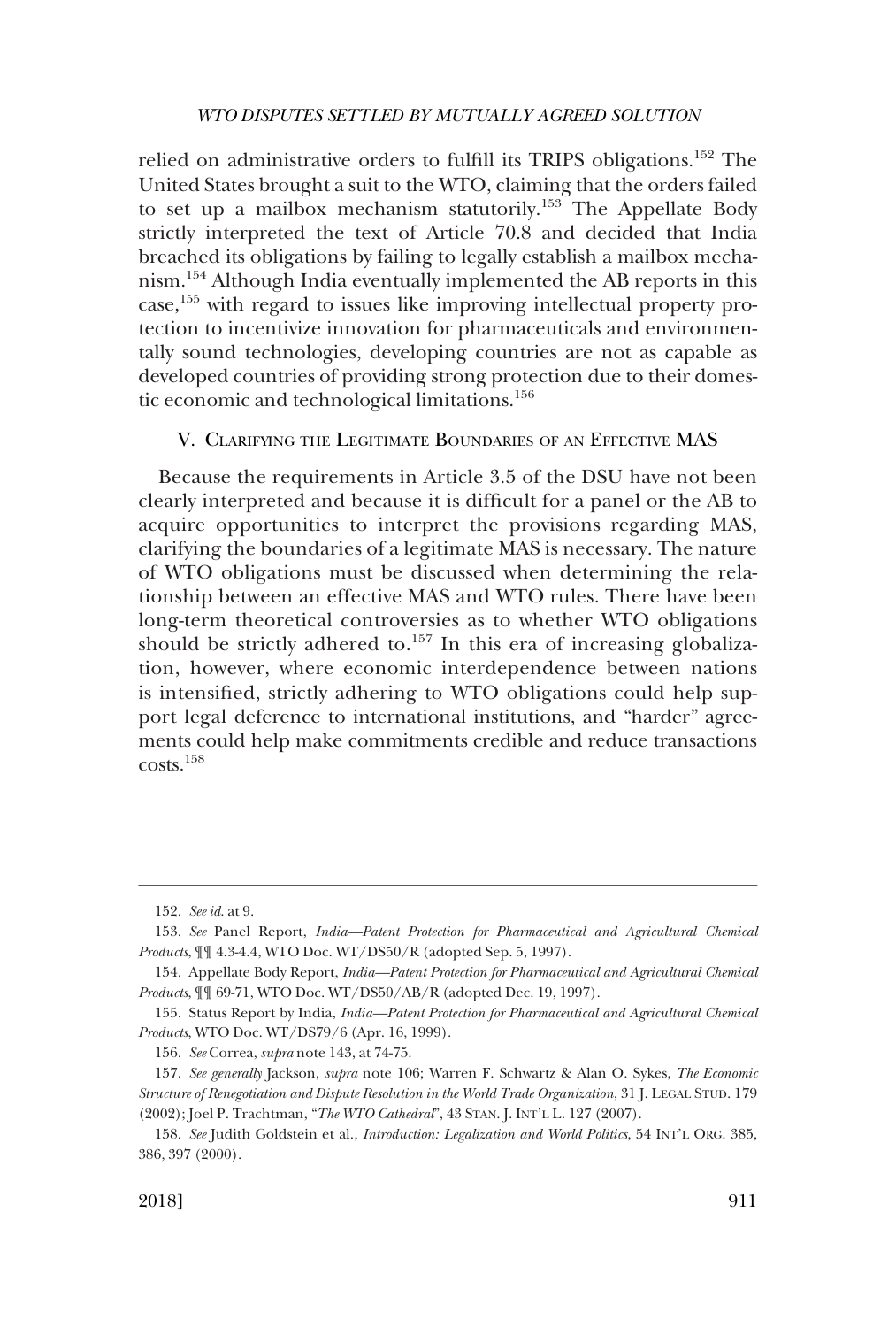relied on administrative orders to fulfill its TRIPS obligations.[152] The United States brought a suit to the WTO, claiming that the orders failed to set up a mailbox mechanism statutorily.[153] The Appellate Body strictly interpreted the text of Article 70.8 and decided that India breached its obligations by failing to legally establish a mailbox mechanism.[154] Although India eventually implemented the AB reports in this case,[155] with regard to issues like improving intellectual property protection to incentivize innovation for pharmaceuticals and environmentally sound technologies, developing countries are not as capable as developed countries of providing strong protection due to their domestic economic and technological limitations.[156]

## V. Clarifying the Legitimate Boundaries of an Effective MAS

Because the requirements in Article 3.5 of the DSU have not been clearly interpreted and because it is difficult for a panel or the AB to acquire opportunities to interpret the provisions regarding MAS, clarifying the boundaries of a legitimate MAS is necessary. The nature of WTO obligations must be discussed when determining the relationship between an effective MAS and WTO rules. There have been long-term theoretical controversies as to whether WTO obligations should be strictly adhered to.[157] In this era of increasing globalization, however, where economic interdependence between nations is intensified, strictly adhering to WTO obligations could help support legal deference to international institutions, and "harder" agreements could help make commitments credible and reduce transactions costs.[158]

---

152. *See id.* at 9.

153. *See* Panel Report, *India—Patent Protection for Pharmaceutical and Agricultural Chemical Products*, ¶¶ 4.3-4.4, WTO Doc. WT/DS50/R (adopted Sep. 5, 1997).

154. Appellate Body Report, *India—Patent Protection for Pharmaceutical and Agricultural Chemical Products*, ¶¶ 69-71, WTO Doc. WT/DS50/AB/R (adopted Dec. 19, 1997).

155. Status Report by India, *India—Patent Protection for Pharmaceutical and Agricultural Chemical Products*, WTO Doc. WT/DS79/6 (Apr. 16, 1999).

156. *See* Correa, *supra* note 143, at 74-75.

157. *See generally* Jackson, *supra* note 106; Warren F. Schwartz & Alan O. Sykes, *The Economic Structure of Renegotiation and Dispute Resolution in the World Trade Organization*, 31 J. LEGAL STUD. 179 (2002); Joel P. Trachtman, "*The WTO Cathedral*", 43 STAN. J. INT'L L. 127 (2007).

158. *See* Judith Goldstein et al., *Introduction: Legalization and World Politics*, 54 INT'L ORG. 385, 386, 397 (2000).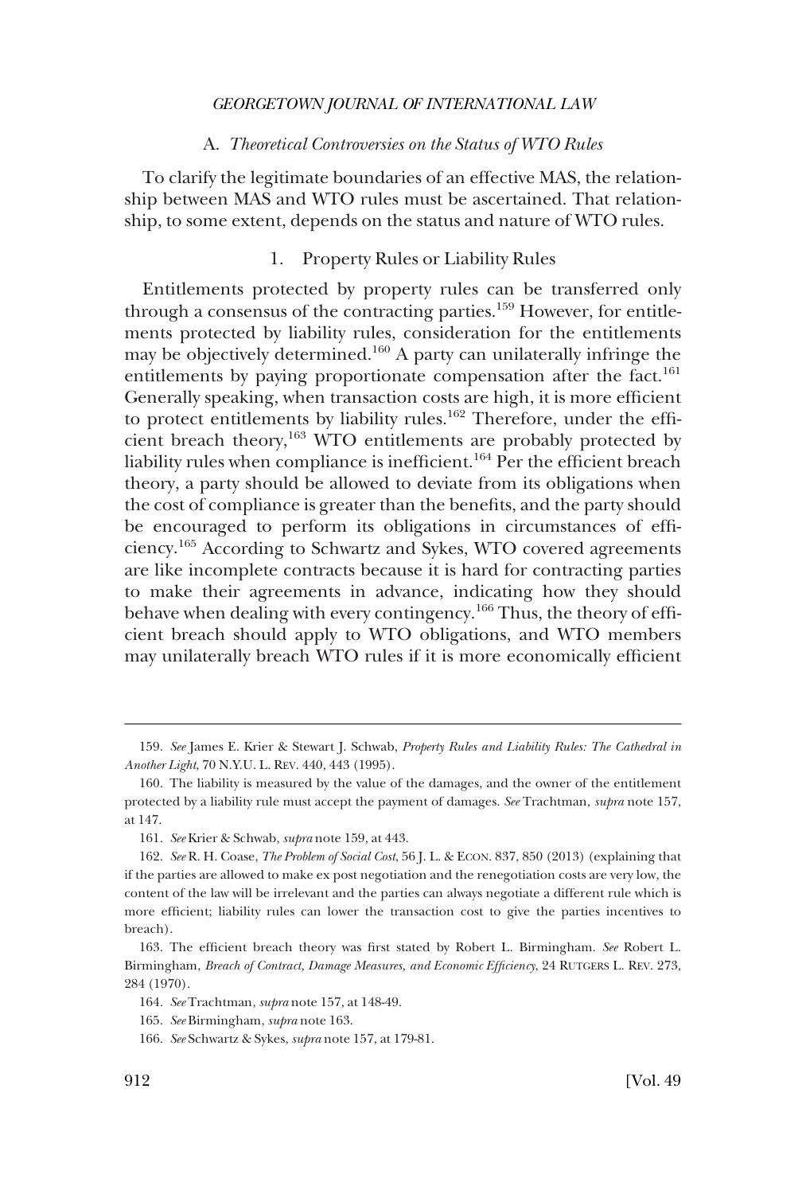## A. *Theoretical Controversies on the Status of WTO Rules*

To clarify the legitimate boundaries of an effective MAS, the relationship between MAS and WTO rules must be ascertained. That relationship, to some extent, depends on the status and nature of WTO rules.

### 1. Property Rules or Liability Rules

Entitlements protected by property rules can be transferred only through a consensus of the contracting parties.[159] However, for entitlements protected by liability rules, consideration for the entitlements may be objectively determined.[160] A party can unilaterally infringe the entitlements by paying proportionate compensation after the fact.[161] Generally speaking, when transaction costs are high, it is more efficient to protect entitlements by liability rules.[162] Therefore, under the efficient breach theory,[163] WTO entitlements are probably protected by liability rules when compliance is inefficient.[164] Per the efficient breach theory, a party should be allowed to deviate from its obligations when the cost of compliance is greater than the benefits, and the party should be encouraged to perform its obligations in circumstances of efficiency.[165] According to Schwartz and Sykes, WTO covered agreements are like incomplete contracts because it is hard for contracting parties to make their agreements in advance, indicating how they should behave when dealing with every contingency.[166] Thus, the theory of efficient breach should apply to WTO obligations, and WTO members may unilaterally breach WTO rules if it is more economically efficient

---

159. *See* James E. Krier & Stewart J. Schwab, *Property Rules and Liability Rules: The Cathedral in Another Light*, 70 N.Y.U. L. REV. 440, 443 (1995).

160. The liability is measured by the value of the damages, and the owner of the entitlement protected by a liability rule must accept the payment of damages. *See* Trachtman, *supra* note 157, at 147.

161. *See* Krier & Schwab, *supra* note 159, at 443.

162. *See* R. H. Coase, *The Problem of Social Cost*, 56 J. L. & ECON. 837, 850 (2013) (explaining that if the parties are allowed to make ex post negotiation and the renegotiation costs are very low, the content of the law will be irrelevant and the parties can always negotiate a different rule which is more efficient; liability rules can lower the transaction cost to give the parties incentives to breach).

163. The efficient breach theory was first stated by Robert L. Birmingham. *See* Robert L. Birmingham, *Breach of Contract, Damage Measures, and Economic Efficiency*, 24 RUTGERS L. REV. 273, 284 (1970).

164. *See* Trachtman, *supra* note 157, at 148-49.

165. *See* Birmingham, *supra* note 163.

166. *See* Schwartz & Sykes, *supra* note 157, at 179-81.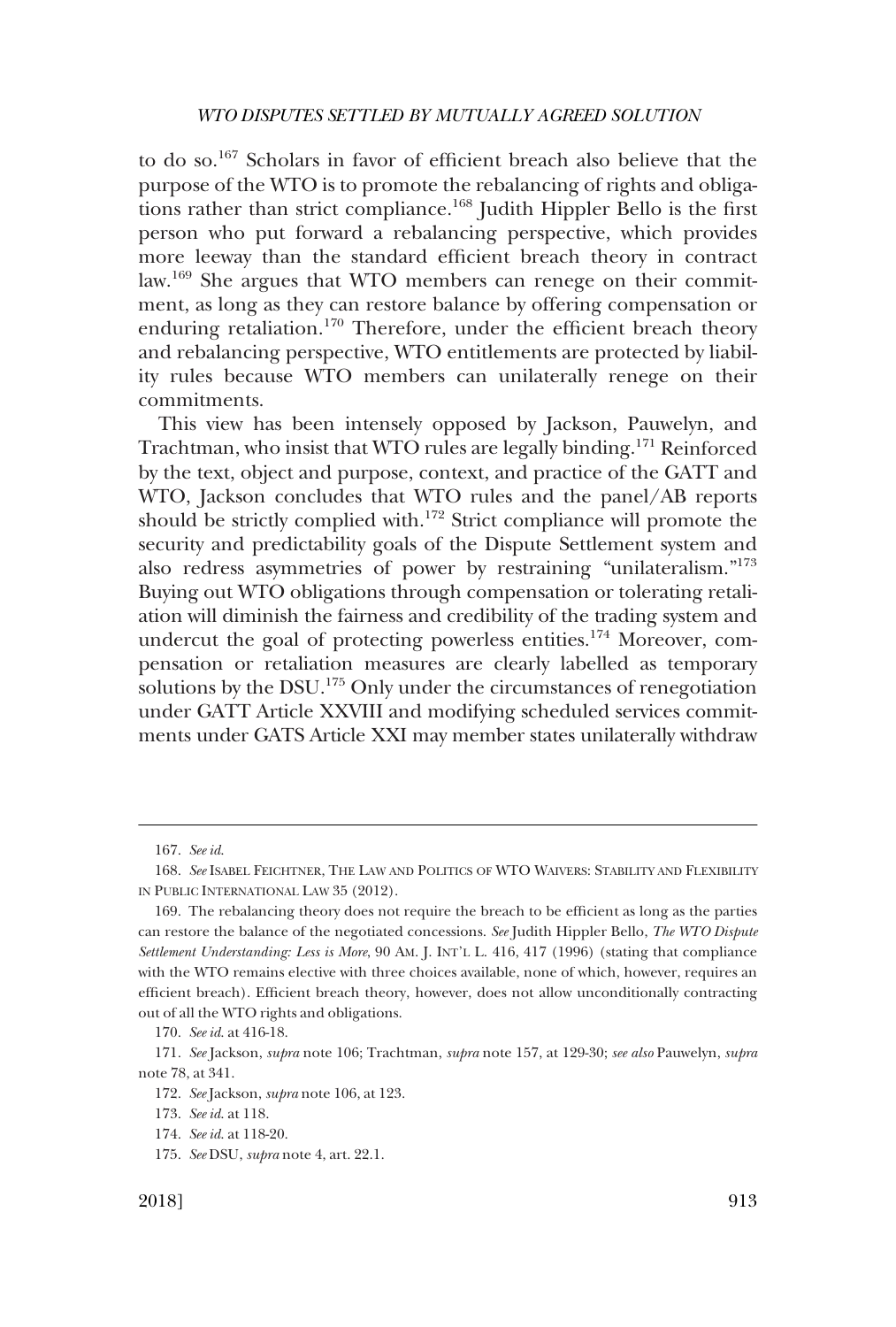to do so.[167] Scholars in favor of efficient breach also believe that the purpose of the WTO is to promote the rebalancing of rights and obligations rather than strict compliance.[168] Judith Hippler Bello is the first person who put forward a rebalancing perspective, which provides more leeway than the standard efficient breach theory in contract law.[169] She argues that WTO members can renege on their commitment, as long as they can restore balance by offering compensation or enduring retaliation.[170] Therefore, under the efficient breach theory and rebalancing perspective, WTO entitlements are protected by liability rules because WTO members can unilaterally renege on their commitments.

This view has been intensely opposed by Jackson, Pauwelyn, and Trachtman, who insist that WTO rules are legally binding.[171] Reinforced by the text, object and purpose, context, and practice of the GATT and WTO, Jackson concludes that WTO rules and the panel/AB reports should be strictly complied with.[172] Strict compliance will promote the security and predictability goals of the Dispute Settlement system and also redress asymmetries of power by restraining "unilateralism."[173] Buying out WTO obligations through compensation or tolerating retaliation will diminish the fairness and credibility of the trading system and undercut the goal of protecting powerless entities.[174] Moreover, compensation or retaliation measures are clearly labelled as temporary solutions by the DSU.[175] Only under the circumstances of renegotiation under GATT Article XXVIII and modifying scheduled services commitments under GATS Article XXI may member states unilaterally withdraw

---

167. *See id.*

168. *See* ISABEL FEICHTNER, THE LAW AND POLITICS OF WTO WAIVERS: STABILITY AND FLEXIBILITY IN PUBLIC INTERNATIONAL LAW 35 (2012).

169. The rebalancing theory does not require the breach to be efficient as long as the parties can restore the balance of the negotiated concessions. *See* Judith Hippler Bello, *The WTO Dispute Settlement Understanding: Less is More*, 90 AM. J. INT'L L. 416, 417 (1996) (stating that compliance with the WTO remains elective with three choices available, none of which, however, requires an efficient breach). Efficient breach theory, however, does not allow unconditionally contracting out of all the WTO rights and obligations.

170. *See id.* at 416-18.

171. *See* Jackson, *supra* note 106; Trachtman, *supra* note 157, at 129-30; *see also* Pauwelyn, *supra* note 78, at 341.

172. *See* Jackson, *supra* note 106, at 123.

173. *See id.* at 118.

174. *See id.* at 118-20.

175. *See* DSU, *supra* note 4, art. 22.1.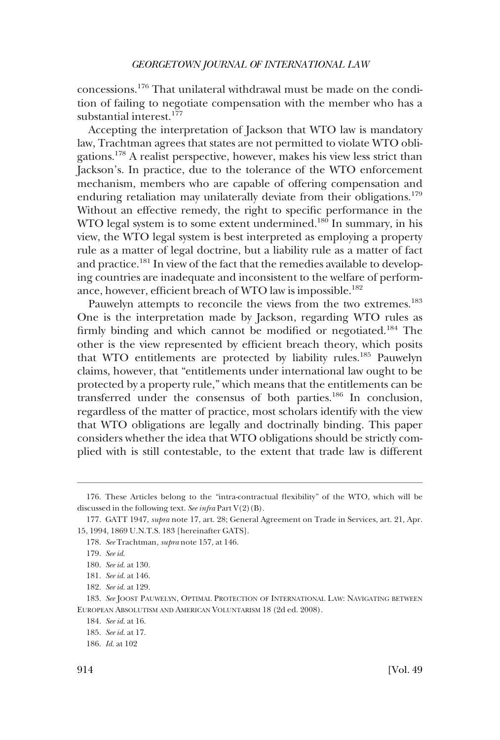concessions.[176] That unilateral withdrawal must be made on the condition of failing to negotiate compensation with the member who has a substantial interest.[177]

Accepting the interpretation of Jackson that WTO law is mandatory law, Trachtman agrees that states are not permitted to violate WTO obligations.[178] A realist perspective, however, makes his view less strict than Jackson's. In practice, due to the tolerance of the WTO enforcement mechanism, members who are capable of offering compensation and enduring retaliation may unilaterally deviate from their obligations.[179] Without an effective remedy, the right to specific performance in the WTO legal system is to some extent undermined.[180] In summary, in his view, the WTO legal system is best interpreted as employing a property rule as a matter of legal doctrine, but a liability rule as a matter of fact and practice.[181] In view of the fact that the remedies available to developing countries are inadequate and inconsistent to the welfare of performance, however, efficient breach of WTO law is impossible.[182]

Pauwelyn attempts to reconcile the views from the two extremes.[183] One is the interpretation made by Jackson, regarding WTO rules as firmly binding and which cannot be modified or negotiated.[184] The other is the view represented by efficient breach theory, which posits that WTO entitlements are protected by liability rules.[185] Pauwelyn claims, however, that "entitlements under international law ought to be protected by a property rule," which means that the entitlements can be transferred under the consensus of both parties.[186] In conclusion, regardless of the matter of practice, most scholars identify with the view that WTO obligations are legally and doctrinally binding. This paper considers whether the idea that WTO obligations should be strictly complied with is still contestable, to the extent that trade law is different

---

176. These Articles belong to the "intra-contractual flexibility" of the WTO, which will be discussed in the following text. *See infra* Part V(2)(B).

177. GATT 1947, *supra* note 17, art. 28; General Agreement on Trade in Services, art. 21, Apr. 15, 1994, 1869 U.N.T.S. 183 [hereinafter GATS].

178. *See* Trachtman, *supra* note 157, at 146.

179. *See id.*

180. *See id.* at 130.

181. *See id.* at 146.

182. *See id.* at 129.

183. *See* JOOST PAUWELYN, OPTIMAL PROTECTION OF INTERNATIONAL LAW: NAVIGATING BETWEEN EUROPEAN ABSOLUTISM AND AMERICAN VOLUNTARISM 18 (2d ed. 2008).

184. *See id.* at 16.

185. *See id.* at 17.

186. *Id.* at 102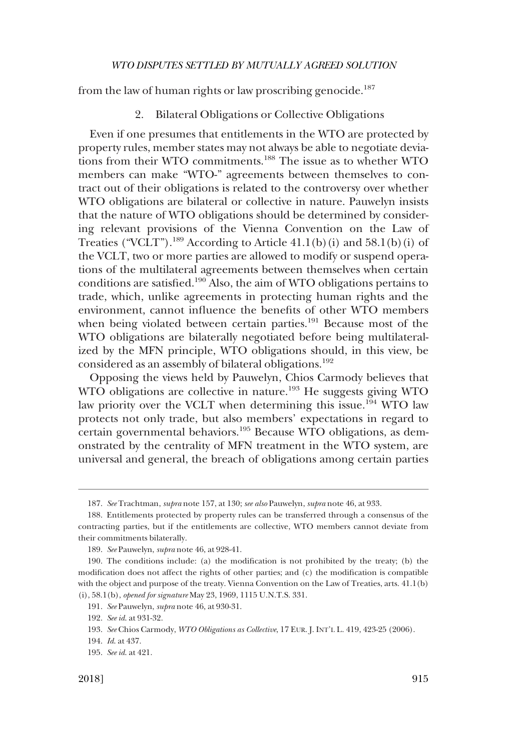from the law of human rights or law proscribing genocide.[187]

### 2. Bilateral Obligations or Collective Obligations

Even if one presumes that entitlements in the WTO are protected by property rules, member states may not always be able to negotiate deviations from their WTO commitments.[188] The issue as to whether WTO members can make "WTO-" agreements between themselves to contract out of their obligations is related to the controversy over whether WTO obligations are bilateral or collective in nature. Pauwelyn insists that the nature of WTO obligations should be determined by considering relevant provisions of the Vienna Convention on the Law of Treaties ("VCLT").[189] According to Article 41.1(b)(i) and 58.1(b)(i) of the VCLT, two or more parties are allowed to modify or suspend operations of the multilateral agreements between themselves when certain conditions are satisfied.[190] Also, the aim of WTO obligations pertains to trade, which, unlike agreements in protecting human rights and the environment, cannot influence the benefits of other WTO members when being violated between certain parties.[191] Because most of the WTO obligations are bilaterally negotiated before being multilateralized by the MFN principle, WTO obligations should, in this view, be considered as an assembly of bilateral obligations.[192]

Opposing the views held by Pauwelyn, Chios Carmody believes that WTO obligations are collective in nature.[193] He suggests giving WTO law priority over the VCLT when determining this issue.[194] WTO law protects not only trade, but also members' expectations in regard to certain governmental behaviors.[195] Because WTO obligations, as demonstrated by the centrality of MFN treatment in the WTO system, are universal and general, the breach of obligations among certain parties

---

187. *See* Trachtman, *supra* note 157, at 130; *see also* Pauwelyn, *supra* note 46, at 933.

188. Entitlements protected by property rules can be transferred through a consensus of the contracting parties, but if the entitlements are collective, WTO members cannot deviate from their commitments bilaterally.

189. *See* Pauwelyn, *supra* note 46, at 928-41.

190. The conditions include: (a) the modification is not prohibited by the treaty; (b) the modification does not affect the rights of other parties; and (c) the modification is compatible with the object and purpose of the treaty. Vienna Convention on the Law of Treaties, arts. 41.1(b)(i), 58.1(b), *opened for signature* May 23, 1969, 1115 U.N.T.S. 331.

191. *See* Pauwelyn, *supra* note 46, at 930-31.

192. *See id.* at 931-32.

193. *See* Chios Carmody, *WTO Obligations as Collective*, 17 EUR. J. INT'L L. 419, 423-25 (2006).

194. *Id.* at 437.

195. *See id.* at 421.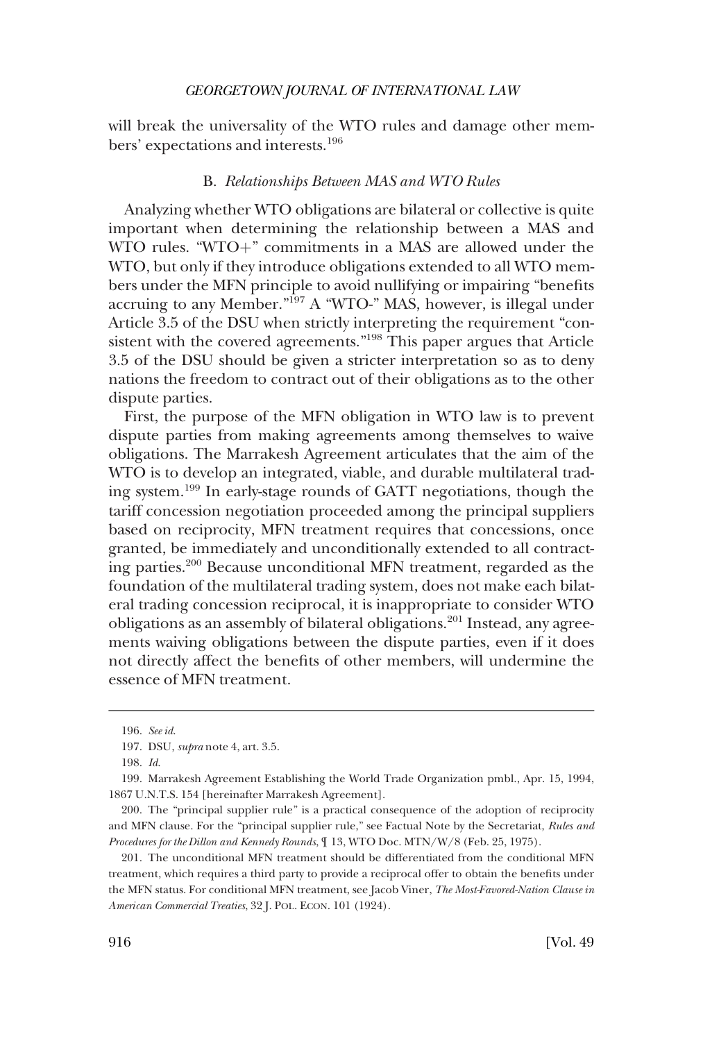will break the universality of the WTO rules and damage other members' expectations and interests.[196]

### B. *Relationships Between MAS and WTO Rules*

Analyzing whether WTO obligations are bilateral or collective is quite important when determining the relationship between a MAS and WTO rules. "WTO+" commitments in a MAS are allowed under the WTO, but only if they introduce obligations extended to all WTO members under the MFN principle to avoid nullifying or impairing "benefits accruing to any Member."[197] A "WTO-" MAS, however, is illegal under Article 3.5 of the DSU when strictly interpreting the requirement "consistent with the covered agreements."[198] This paper argues that Article 3.5 of the DSU should be given a stricter interpretation so as to deny nations the freedom to contract out of their obligations as to the other dispute parties.

First, the purpose of the MFN obligation in WTO law is to prevent dispute parties from making agreements among themselves to waive obligations. The Marrakesh Agreement articulates that the aim of the WTO is to develop an integrated, viable, and durable multilateral trading system.[199] In early-stage rounds of GATT negotiations, though the tariff concession negotiation proceeded among the principal suppliers based on reciprocity, MFN treatment requires that concessions, once granted, be immediately and unconditionally extended to all contracting parties.[200] Because unconditional MFN treatment, regarded as the foundation of the multilateral trading system, does not make each bilateral trading concession reciprocal, it is inappropriate to consider WTO obligations as an assembly of bilateral obligations.[201] Instead, any agreements waiving obligations between the dispute parties, even if it does not directly affect the benefits of other members, will undermine the essence of MFN treatment.

---

196. *See id.*

197. DSU, *supra* note 4, art. 3.5.

198. *Id.*

199. Marrakesh Agreement Establishing the World Trade Organization pmbl., Apr. 15, 1994, 1867 U.N.T.S. 154 [hereinafter Marrakesh Agreement].

200. The "principal supplier rule" is a practical consequence of the adoption of reciprocity and MFN clause. For the "principal supplier rule," see Factual Note by the Secretariat, *Rules and Procedures for the Dillon and Kennedy Rounds*, ¶ 13, WTO Doc. MTN/W/8 (Feb. 25, 1975).

201. The unconditional MFN treatment should be differentiated from the conditional MFN treatment, which requires a third party to provide a reciprocal offer to obtain the benefits under the MFN status. For conditional MFN treatment, see Jacob Viner, *The Most-Favored-Nation Clause in American Commercial Treaties*, 32 J. POL. ECON. 101 (1924).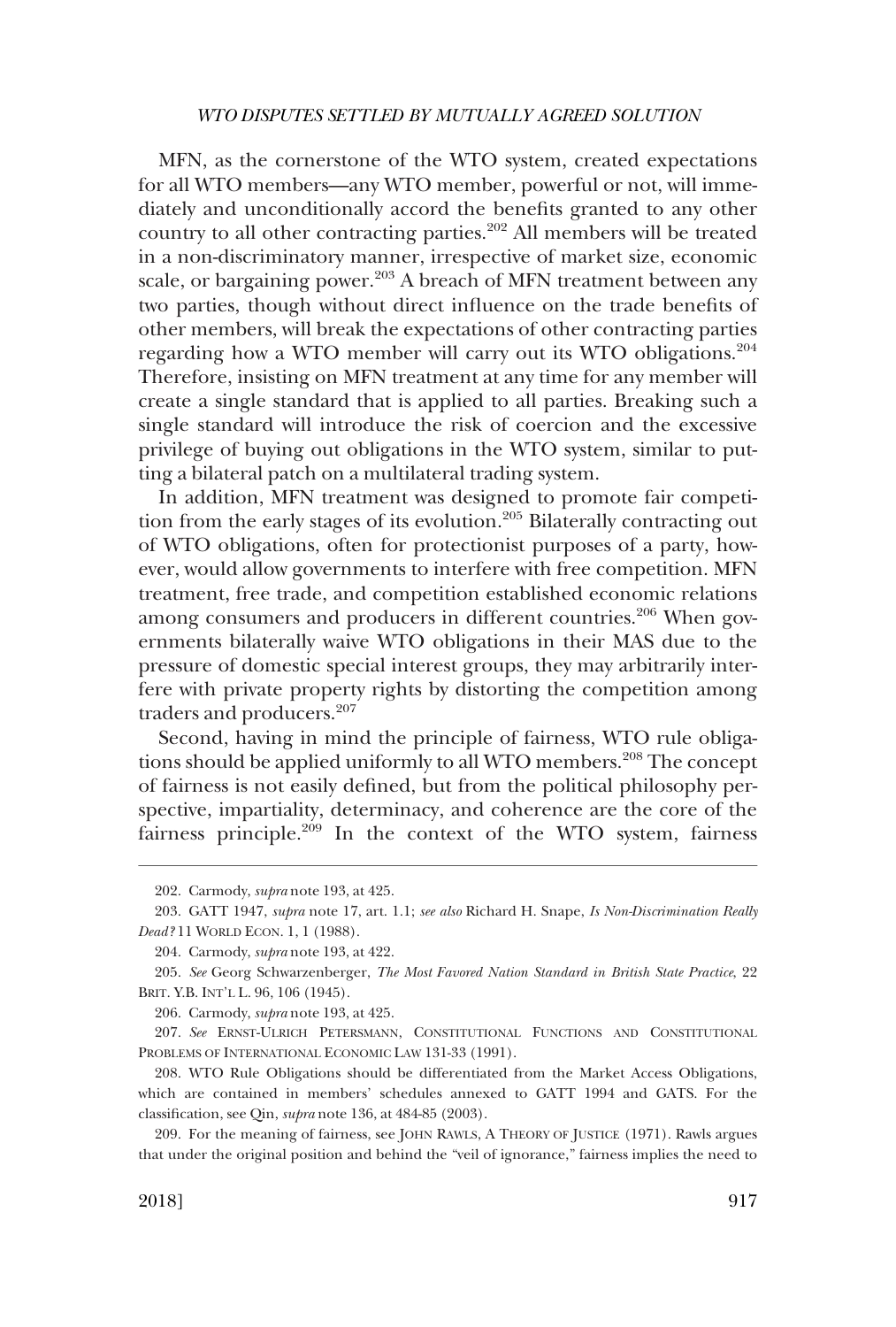MFN, as the cornerstone of the WTO system, created expectations for all WTO members—any WTO member, powerful or not, will immediately and unconditionally accord the benefits granted to any other country to all other contracting parties.[202] All members will be treated in a non-discriminatory manner, irrespective of market size, economic scale, or bargaining power.[203] A breach of MFN treatment between any two parties, though without direct influence on the trade benefits of other members, will break the expectations of other contracting parties regarding how a WTO member will carry out its WTO obligations.[204] Therefore, insisting on MFN treatment at any time for any member will create a single standard that is applied to all parties. Breaking such a single standard will introduce the risk of coercion and the excessive privilege of buying out obligations in the WTO system, similar to putting a bilateral patch on a multilateral trading system.

In addition, MFN treatment was designed to promote fair competition from the early stages of its evolution.[205] Bilaterally contracting out of WTO obligations, often for protectionist purposes of a party, however, would allow governments to interfere with free competition. MFN treatment, free trade, and competition established economic relations among consumers and producers in different countries.[206] When governments bilaterally waive WTO obligations in their MAS due to the pressure of domestic special interest groups, they may arbitrarily interfere with private property rights by distorting the competition among traders and producers.[207]

Second, having in mind the principle of fairness, WTO rule obligations should be applied uniformly to all WTO members.[208] The concept of fairness is not easily defined, but from the political philosophy perspective, impartiality, determinacy, and coherence are the core of the fairness principle.[209] In the context of the WTO system, fairness

---

202. Carmody, *supra* note 193, at 425.

203. GATT 1947, *supra* note 17, art. 1.1; *see also* Richard H. Snape, *Is Non-Discrimination Really Dead?* 11 WORLD ECON. 1, 1 (1988).

204. Carmody, *supra* note 193, at 422.

205. *See* Georg Schwarzenberger, *The Most Favored Nation Standard in British State Practice*, 22 BRIT. Y.B. INT'L L. 96, 106 (1945).

206. Carmody, *supra* note 193, at 425.

207. *See* ERNST-ULRICH PETERSMANN, CONSTITUTIONAL FUNCTIONS AND CONSTITUTIONAL PROBLEMS OF INTERNATIONAL ECONOMIC LAW 131-33 (1991).

208. WTO Rule Obligations should be differentiated from the Market Access Obligations, which are contained in members' schedules annexed to GATT 1994 and GATS. For the classification, see Qin, *supra* note 136, at 484-85 (2003).

209. For the meaning of fairness, see JOHN RAWLS, A THEORY OF JUSTICE (1971). Rawls argues that under the original position and behind the "veil of ignorance," fairness implies the need to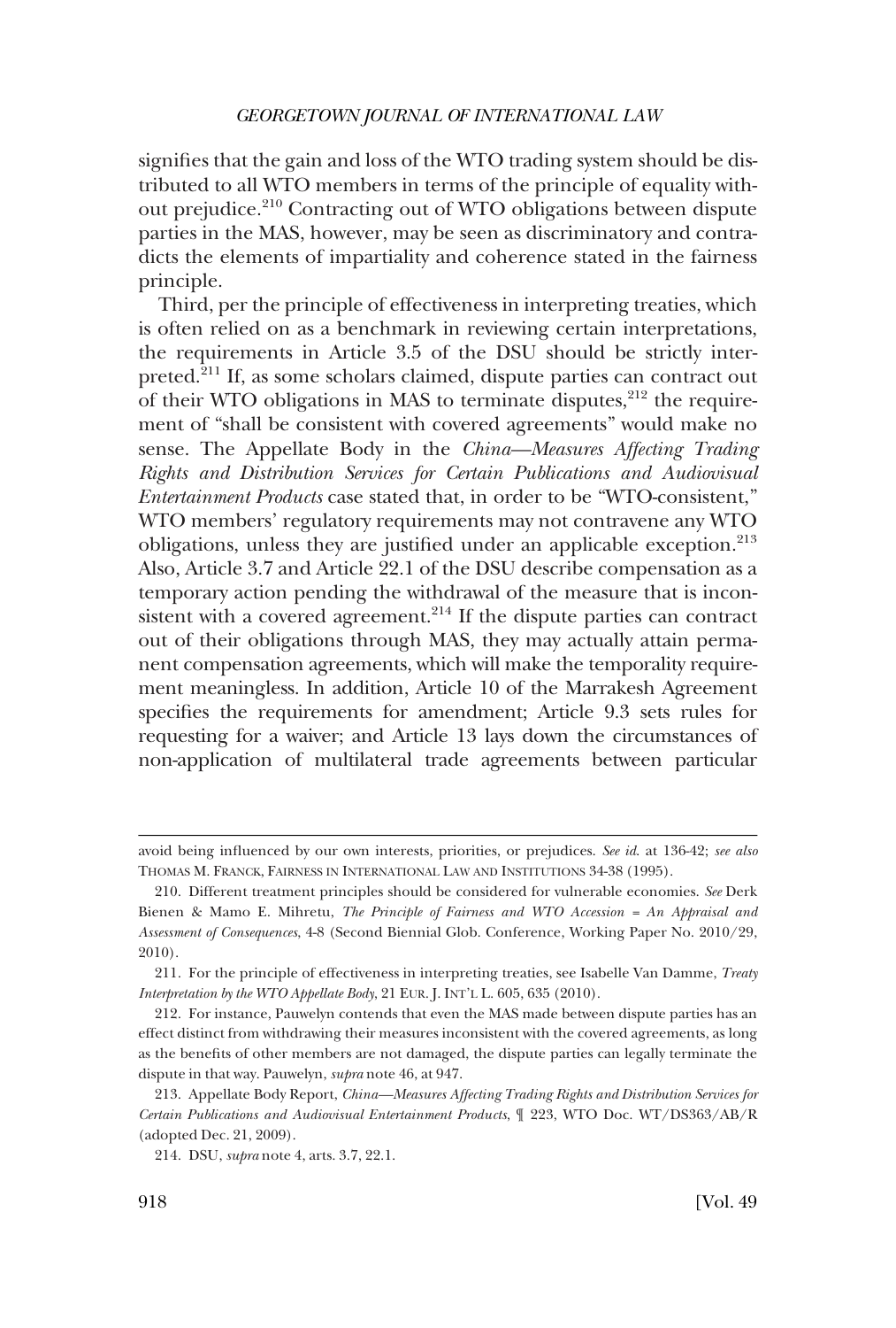signifies that the gain and loss of the WTO trading system should be distributed to all WTO members in terms of the principle of equality without prejudice.[210] Contracting out of WTO obligations between dispute parties in the MAS, however, may be seen as discriminatory and contradicts the elements of impartiality and coherence stated in the fairness principle.

Third, per the principle of effectiveness in interpreting treaties, which is often relied on as a benchmark in reviewing certain interpretations, the requirements in Article 3.5 of the DSU should be strictly interpreted.[211] If, as some scholars claimed, dispute parties can contract out of their WTO obligations in MAS to terminate disputes,[212] the requirement of "shall be consistent with covered agreements" would make no sense. The Appellate Body in the *China—Measures Affecting Trading Rights and Distribution Services for Certain Publications and Audiovisual Entertainment Products* case stated that, in order to be "WTO-consistent," WTO members' regulatory requirements may not contravene any WTO obligations, unless they are justified under an applicable exception.[213] Also, Article 3.7 and Article 22.1 of the DSU describe compensation as a temporary action pending the withdrawal of the measure that is inconsistent with a covered agreement.[214] If the dispute parties can contract out of their obligations through MAS, they may actually attain permanent compensation agreements, which will make the temporality requirement meaningless. In addition, Article 10 of the Marrakesh Agreement specifies the requirements for amendment; Article 9.3 sets rules for requesting for a waiver; and Article 13 lays down the circumstances of non-application of multilateral trade agreements between particular

---

avoid being influenced by our own interests, priorities, or prejudices. *See id.* at 136-42; *see also* THOMAS M. FRANCK, FAIRNESS IN INTERNATIONAL LAW AND INSTITUTIONS 34-38 (1995).

210. Different treatment principles should be considered for vulnerable economies. *See* Derk Bienen & Mamo E. Mihretu, *The Principle of Fairness and WTO Accession = An Appraisal and Assessment of Consequences*, 4-8 (Second Biennial Glob. Conference, Working Paper No. 2010/29, 2010).

211. For the principle of effectiveness in interpreting treaties, see Isabelle Van Damme, *Treaty Interpretation by the WTO Appellate Body*, 21 EUR. J. INT'L L. 605, 635 (2010).

212. For instance, Pauwelyn contends that even the MAS made between dispute parties has an effect distinct from withdrawing their measures inconsistent with the covered agreements, as long as the benefits of other members are not damaged, the dispute parties can legally terminate the dispute in that way. Pauwelyn, *supra* note 46, at 947.

213. Appellate Body Report, *China—Measures Affecting Trading Rights and Distribution Services for Certain Publications and Audiovisual Entertainment Products*, ¶ 223, WTO Doc. WT/DS363/AB/R (adopted Dec. 21, 2009).

214. DSU, *supra* note 4, arts. 3.7, 22.1.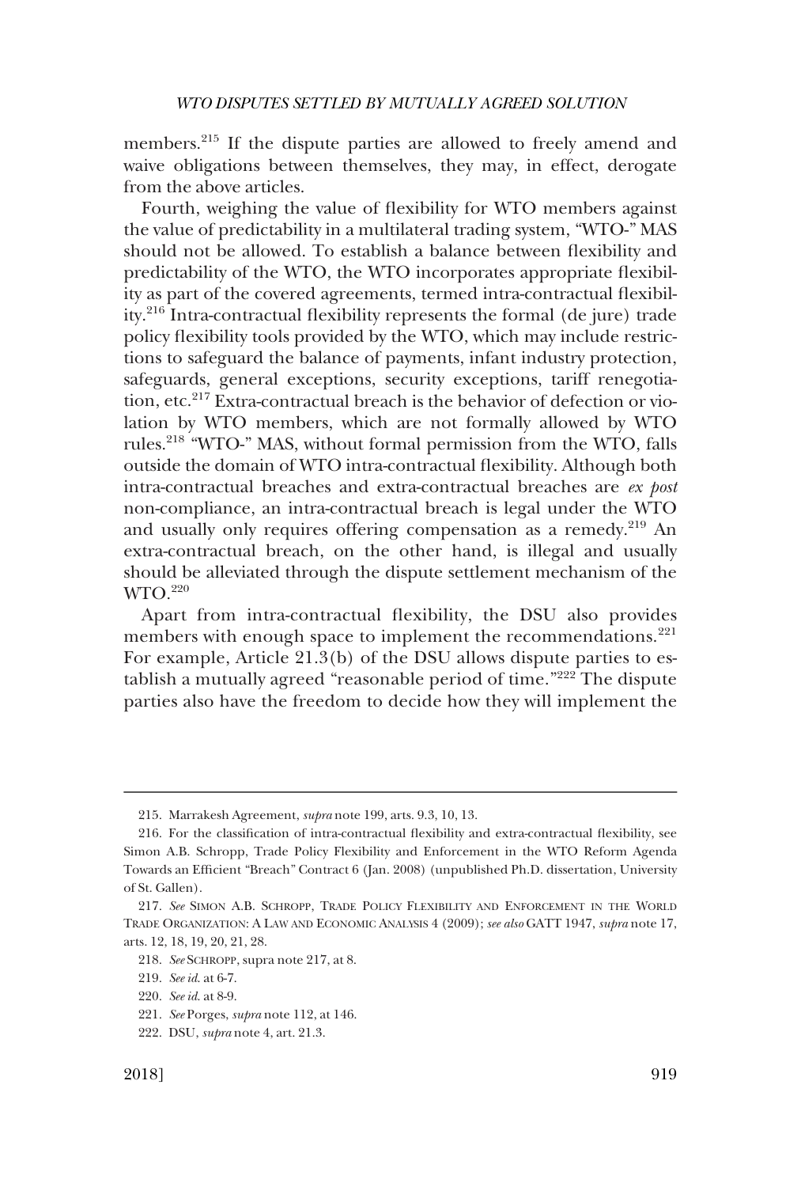members.[215] If the dispute parties are allowed to freely amend and waive obligations between themselves, they may, in effect, derogate from the above articles.

Fourth, weighing the value of flexibility for WTO members against the value of predictability in a multilateral trading system, "WTO-" MAS should not be allowed. To establish a balance between flexibility and predictability of the WTO, the WTO incorporates appropriate flexibility as part of the covered agreements, termed intra-contractual flexibility.[216] Intra-contractual flexibility represents the formal (de jure) trade policy flexibility tools provided by the WTO, which may include restrictions to safeguard the balance of payments, infant industry protection, safeguards, general exceptions, security exceptions, tariff renegotiation, etc.[217] Extra-contractual breach is the behavior of defection or violation by WTO members, which are not formally allowed by WTO rules.[218] "WTO-" MAS, without formal permission from the WTO, falls outside the domain of WTO intra-contractual flexibility. Although both intra-contractual breaches and extra-contractual breaches are *ex post* non-compliance, an intra-contractual breach is legal under the WTO and usually only requires offering compensation as a remedy.[219] An extra-contractual breach, on the other hand, is illegal and usually should be alleviated through the dispute settlement mechanism of the WTO.[220]

Apart from intra-contractual flexibility, the DSU also provides members with enough space to implement the recommendations.[221] For example, Article 21.3(b) of the DSU allows dispute parties to establish a mutually agreed "reasonable period of time."[222] The dispute parties also have the freedom to decide how they will implement the

---

215. Marrakesh Agreement, *supra* note 199, arts. 9.3, 10, 13.

216. For the classification of intra-contractual flexibility and extra-contractual flexibility, see Simon A.B. Schropp, Trade Policy Flexibility and Enforcement in the WTO Reform Agenda Towards an Efficient "Breach" Contract 6 (Jan. 2008) (unpublished Ph.D. dissertation, University of St. Gallen).

217. *See* SIMON A.B. SCHROPP, TRADE POLICY FLEXIBILITY AND ENFORCEMENT IN THE WORLD TRADE ORGANIZATION: A LAW AND ECONOMIC ANALYSIS 4 (2009); *see also* GATT 1947, *supra* note 17, arts. 12, 18, 19, 20, 21, 28.

218. *See* SCHROPP, supra note 217, at 8.

219. *See id.* at 6-7.

220. *See id.* at 8-9.

221. *See* Porges, *supra* note 112, at 146.

222. DSU, *supra* note 4, art. 21.3.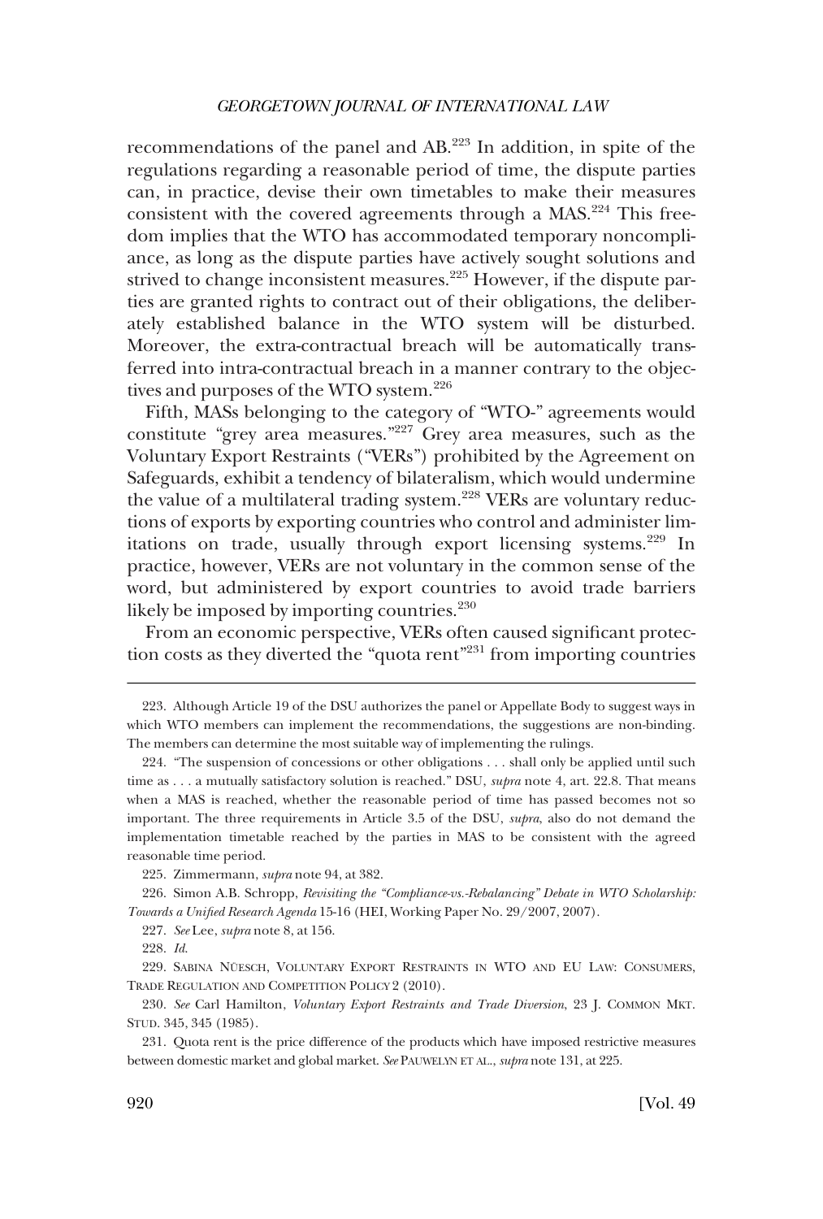recommendations of the panel and AB.[223] In addition, in spite of the regulations regarding a reasonable period of time, the dispute parties can, in practice, devise their own timetables to make their measures consistent with the covered agreements through a MAS.[224] This freedom implies that the WTO has accommodated temporary noncompliance, as long as the dispute parties have actively sought solutions and strived to change inconsistent measures.[225] However, if the dispute parties are granted rights to contract out of their obligations, the deliberately established balance in the WTO system will be disturbed. Moreover, the extra-contractual breach will be automatically transferred into intra-contractual breach in a manner contrary to the objectives and purposes of the WTO system.[226]

Fifth, MASs belonging to the category of "WTO-" agreements would constitute "grey area measures."[227] Grey area measures, such as the Voluntary Export Restraints ("VERs") prohibited by the Agreement on Safeguards, exhibit a tendency of bilateralism, which would undermine the value of a multilateral trading system.[228] VERs are voluntary reductions of exports by exporting countries who control and administer limitations on trade, usually through export licensing systems.[229] In practice, however, VERs are not voluntary in the common sense of the word, but administered by export countries to avoid trade barriers likely be imposed by importing countries.[230]

From an economic perspective, VERs often caused significant protection costs as they diverted the "quota rent"[231] from importing countries

---

223. Although Article 19 of the DSU authorizes the panel or Appellate Body to suggest ways in which WTO members can implement the recommendations, the suggestions are non-binding. The members can determine the most suitable way of implementing the rulings.

224. "The suspension of concessions or other obligations . . . shall only be applied until such time as . . . a mutually satisfactory solution is reached." DSU, *supra* note 4, art. 22.8. That means when a MAS is reached, whether the reasonable period of time has passed becomes not so important. The three requirements in Article 3.5 of the DSU, *supra*, also do not demand the implementation timetable reached by the parties in MAS to be consistent with the agreed reasonable time period.

225. Zimmermann, *supra* note 94, at 382.

226. Simon A.B. Schropp, *Revisiting the "Compliance-vs.-Rebalancing" Debate in WTO Scholarship: Towards a Unified Research Agenda* 15-16 (HEI, Working Paper No. 29/2007, 2007).

227. *See* Lee, *supra* note 8, at 156.

228. *Id.*

229. SABINA NÜESCH, VOLUNTARY EXPORT RESTRAINTS IN WTO AND EU LAW: CONSUMERS, TRADE REGULATION AND COMPETITION POLICY 2 (2010).

230. *See* Carl Hamilton, *Voluntary Export Restraints and Trade Diversion*, 23 J. COMMON MKT. STUD. 345, 345 (1985).

231. Quota rent is the price difference of the products which have imposed restrictive measures between domestic market and global market. *See* PAUWELYN ET AL., *supra* note 131, at 225.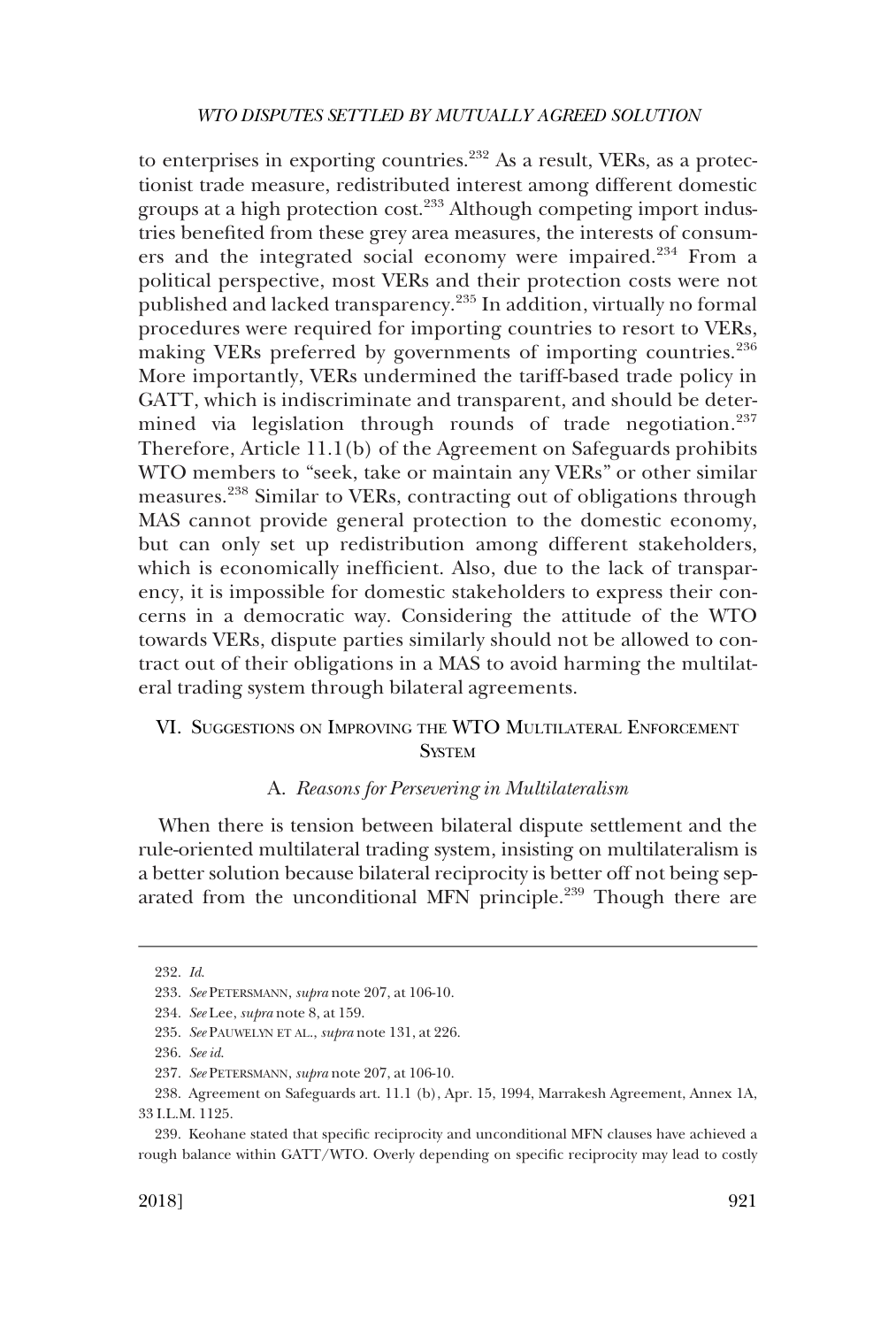to enterprises in exporting countries.[232] As a result, VERs, as a protectionist trade measure, redistributed interest among different domestic groups at a high protection cost.[233] Although competing import industries benefited from these grey area measures, the interests of consumers and the integrated social economy were impaired.[234] From a political perspective, most VERs and their protection costs were not published and lacked transparency.[235] In addition, virtually no formal procedures were required for importing countries to resort to VERs, making VERs preferred by governments of importing countries.[236] More importantly, VERs undermined the tariff-based trade policy in GATT, which is indiscriminate and transparent, and should be determined via legislation through rounds of trade negotiation.[237] Therefore, Article 11.1(b) of the Agreement on Safeguards prohibits WTO members to "seek, take or maintain any VERs" or other similar measures.[238] Similar to VERs, contracting out of obligations through MAS cannot provide general protection to the domestic economy, but can only set up redistribution among different stakeholders, which is economically inefficient. Also, due to the lack of transparency, it is impossible for domestic stakeholders to express their concerns in a democratic way. Considering the attitude of the WTO towards VERs, dispute parties similarly should not be allowed to contract out of their obligations in a MAS to avoid harming the multilateral trading system through bilateral agreements.

## VI. Suggestions on Improving the WTO Multilateral Enforcement System

### A. *Reasons for Persevering in Multilateralism*

When there is tension between bilateral dispute settlement and the rule-oriented multilateral trading system, insisting on multilateralism is a better solution because bilateral reciprocity is better off not being separated from the unconditional MFN principle.[239] Though there are

---

232. *Id.*

233. *See* Petersmann, *supra* note 207, at 106-10.

234. *See* Lee, *supra* note 8, at 159.

235. *See* Pauwelyn et al., *supra* note 131, at 226.

236. *See id.*

237. *See* Petersmann, *supra* note 207, at 106-10.

238. Agreement on Safeguards art. 11.1 (b), Apr. 15, 1994, Marrakesh Agreement, Annex 1A, 33 I.L.M. 1125.

239. Keohane stated that specific reciprocity and unconditional MFN clauses have achieved a rough balance within GATT/WTO. Overly depending on specific reciprocity may lead to costly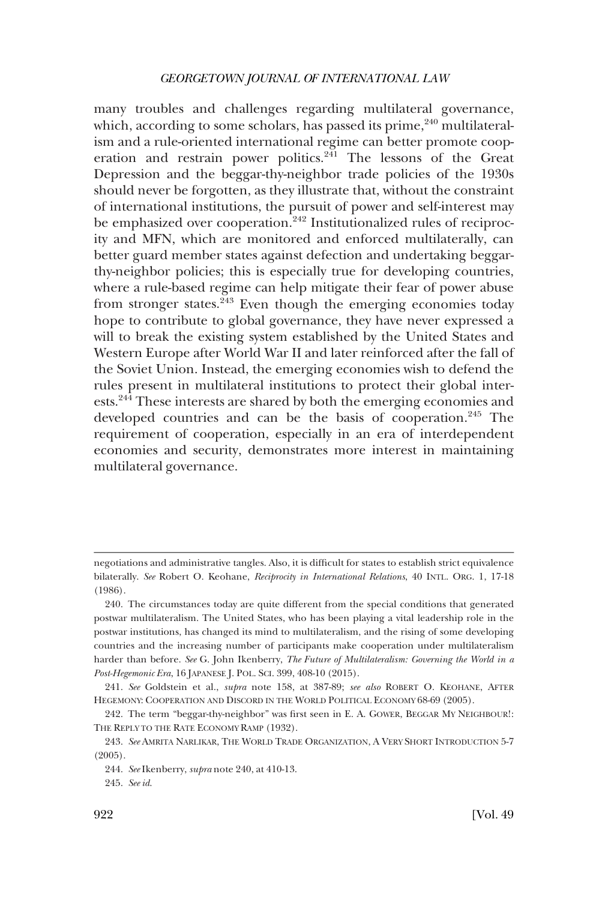many troubles and challenges regarding multilateral governance, which, according to some scholars, has passed its prime,[240] multilateralism and a rule-oriented international regime can better promote cooperation and restrain power politics.[241] The lessons of the Great Depression and the beggar-thy-neighbor trade policies of the 1930s should never be forgotten, as they illustrate that, without the constraint of international institutions, the pursuit of power and self-interest may be emphasized over cooperation.[242] Institutionalized rules of reciprocity and MFN, which are monitored and enforced multilaterally, can better guard member states against defection and undertaking beggar-thy-neighbor policies; this is especially true for developing countries, where a rule-based regime can help mitigate their fear of power abuse from stronger states.[243] Even though the emerging economies today hope to contribute to global governance, they have never expressed a will to break the existing system established by the United States and Western Europe after World War II and later reinforced after the fall of the Soviet Union. Instead, the emerging economies wish to defend the rules present in multilateral institutions to protect their global interests.[244] These interests are shared by both the emerging economies and developed countries and can be the basis of cooperation.[245] The requirement of cooperation, especially in an era of interdependent economies and security, demonstrates more interest in maintaining multilateral governance.

---

negotiations and administrative tangles. Also, it is difficult for states to establish strict equivalence bilaterally. *See* Robert O. Keohane, *Reciprocity in International Relations*, 40 INTL. ORG. 1, 17-18 (1986).

240. The circumstances today are quite different from the special conditions that generated postwar multilateralism. The United States, who has been playing a vital leadership role in the postwar institutions, has changed its mind to multilateralism, and the rising of some developing countries and the increasing number of participants make cooperation under multilateralism harder than before. *See* G. John Ikenberry, *The Future of Multilateralism: Governing the World in a Post-Hegemonic Era*, 16 JAPANESE J. POL. SCI. 399, 408-10 (2015).

241. *See* Goldstein et al., *supra* note 158, at 387-89; *see also* ROBERT O. KEOHANE, AFTER HEGEMONY: COOPERATION AND DISCORD IN THE WORLD POLITICAL ECONOMY 68-69 (2005).

242. The term "beggar-thy-neighbor" was first seen in E. A. GOWER, BEGGAR MY NEIGHBOUR!: THE REPLY TO THE RATE ECONOMY RAMP (1932).

243. *See* AMRITA NARLIKAR, THE WORLD TRADE ORGANIZATION, A VERY SHORT INTRODUCTION 5-7 (2005).

244. *See* Ikenberry, *supra* note 240, at 410-13.

245. *See id.*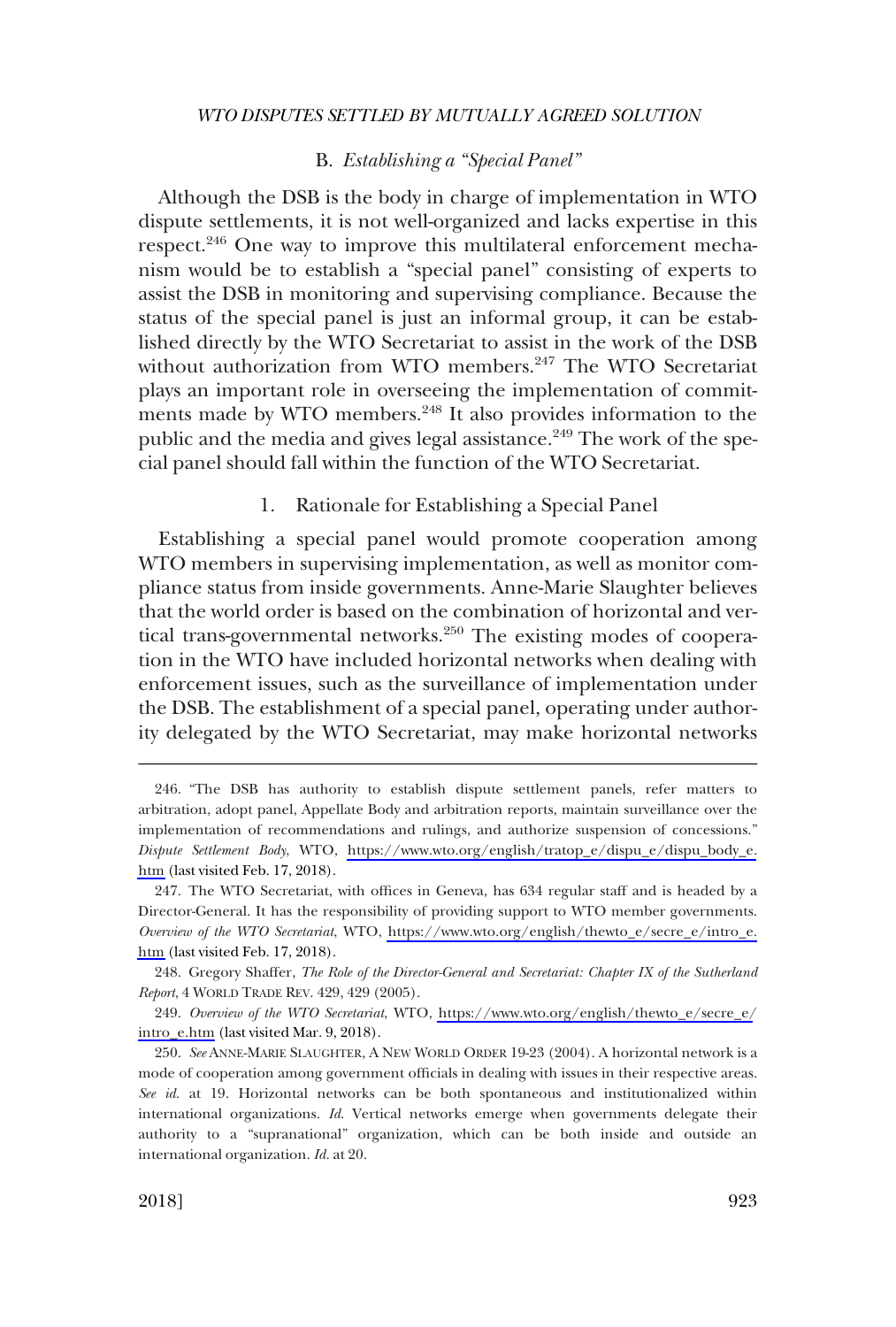### B. *Establishing a "Special Panel"*

Although the DSB is the body in charge of implementation in WTO dispute settlements, it is not well-organized and lacks expertise in this respect.[246] One way to improve this multilateral enforcement mechanism would be to establish a "special panel" consisting of experts to assist the DSB in monitoring and supervising compliance. Because the status of the special panel is just an informal group, it can be established directly by the WTO Secretariat to assist in the work of the DSB without authorization from WTO members.[247] The WTO Secretariat plays an important role in overseeing the implementation of commitments made by WTO members.[248] It also provides information to the public and the media and gives legal assistance.[249] The work of the special panel should fall within the function of the WTO Secretariat.

#### 1. Rationale for Establishing a Special Panel

Establishing a special panel would promote cooperation among WTO members in supervising implementation, as well as monitor compliance status from inside governments. Anne-Marie Slaughter believes that the world order is based on the combination of horizontal and vertical trans-governmental networks.[250] The existing modes of cooperation in the WTO have included horizontal networks when dealing with enforcement issues, such as the surveillance of implementation under the DSB. The establishment of a special panel, operating under authority delegated by the WTO Secretariat, may make horizontal networks

---

246. "The DSB has authority to establish dispute settlement panels, refer matters to arbitration, adopt panel, Appellate Body and arbitration reports, maintain surveillance over the implementation of recommendations and rulings, and authorize suspension of concessions." *Dispute Settlement Body*, WTO, https://www.wto.org/english/tratop_e/dispu_e/dispu_body_e.htm (last visited Feb. 17, 2018).

247. The WTO Secretariat, with offices in Geneva, has 634 regular staff and is headed by a Director-General. It has the responsibility of providing support to WTO member governments. *Overview of the WTO Secretariat*, WTO, https://www.wto.org/english/thewto_e/secre_e/intro_e.htm (last visited Feb. 17, 2018).

248. Gregory Shaffer, *The Role of the Director-General and Secretariat: Chapter IX of the Sutherland Report*, 4 WORLD TRADE REV. 429, 429 (2005).

249. *Overview of the WTO Secretariat*, WTO, https://www.wto.org/english/thewto_e/secre_e/intro_e.htm (last visited Mar. 9, 2018).

250. *See* ANNE-MARIE SLAUGHTER, A NEW WORLD ORDER 19-23 (2004). A horizontal network is a mode of cooperation among government officials in dealing with issues in their respective areas. *See id.* at 19. Horizontal networks can be both spontaneous and institutionalized within international organizations. *Id.* Vertical networks emerge when governments delegate their authority to a "supranational" organization, which can be both inside and outside an international organization. *Id.* at 20.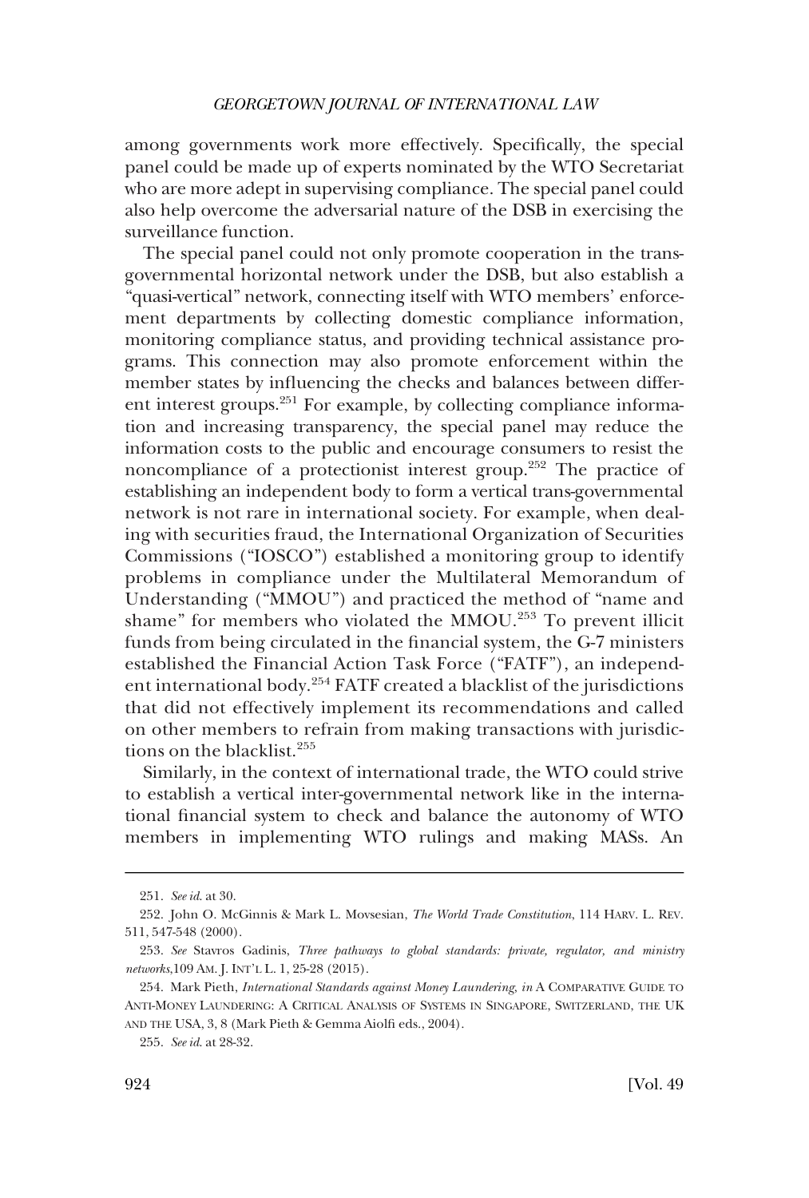among governments work more effectively. Specifically, the special panel could be made up of experts nominated by the WTO Secretariat who are more adept in supervising compliance. The special panel could also help overcome the adversarial nature of the DSB in exercising the surveillance function.

The special panel could not only promote cooperation in the trans-governmental horizontal network under the DSB, but also establish a "quasi-vertical" network, connecting itself with WTO members' enforcement departments by collecting domestic compliance information, monitoring compliance status, and providing technical assistance programs. This connection may also promote enforcement within the member states by influencing the checks and balances between different interest groups.[251] For example, by collecting compliance information and increasing transparency, the special panel may reduce the information costs to the public and encourage consumers to resist the noncompliance of a protectionist interest group.[252] The practice of establishing an independent body to form a vertical trans-governmental network is not rare in international society. For example, when dealing with securities fraud, the International Organization of Securities Commissions ("IOSCO") established a monitoring group to identify problems in compliance under the Multilateral Memorandum of Understanding ("MMOU") and practiced the method of "name and shame" for members who violated the MMOU.[253] To prevent illicit funds from being circulated in the financial system, the G-7 ministers established the Financial Action Task Force ("FATF"), an independent international body.[254] FATF created a blacklist of the jurisdictions that did not effectively implement its recommendations and called on other members to refrain from making transactions with jurisdictions on the blacklist.[255]

Similarly, in the context of international trade, the WTO could strive to establish a vertical inter-governmental network like in the international financial system to check and balance the autonomy of WTO members in implementing WTO rulings and making MASs. An

---

251. *See id.* at 30.

252. John O. McGinnis & Mark L. Movsesian, *The World Trade Constitution*, 114 HARV. L. REV. 511, 547-548 (2000).

253. *See* Stavros Gadinis, *Three pathways to global standards: private, regulator, and ministry networks*,109 AM. J. INT'L L. 1, 25-28 (2015).

254. Mark Pieth, *International Standards against Money Laundering*, *in* A COMPARATIVE GUIDE TO ANTI-MONEY LAUNDERING: A CRITICAL ANALYSIS OF SYSTEMS IN SINGAPORE, SWITZERLAND, THE UK AND THE USA, 3, 8 (Mark Pieth & Gemma Aiolfi eds., 2004).

255. *See id.* at 28-32.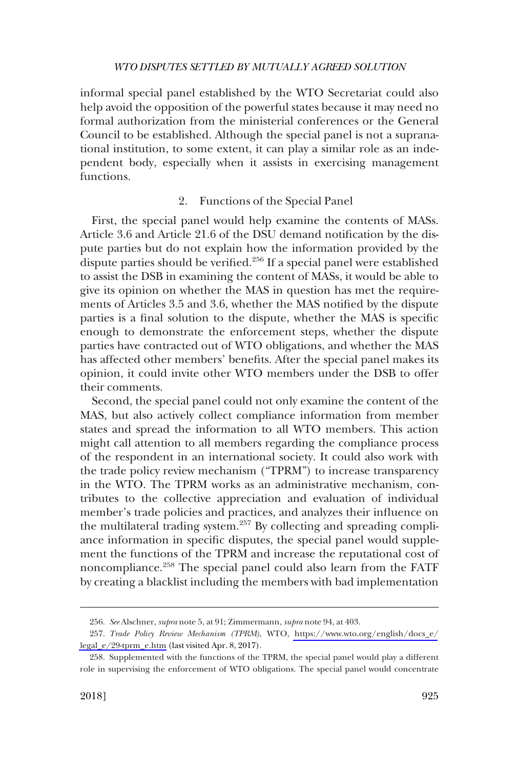informal special panel established by the WTO Secretariat could also help avoid the opposition of the powerful states because it may need no formal authorization from the ministerial conferences or the General Council to be established. Although the special panel is not a supranational institution, to some extent, it can play a similar role as an independent body, especially when it assists in exercising management functions.

### 2. Functions of the Special Panel

First, the special panel would help examine the contents of MASs. Article 3.6 and Article 21.6 of the DSU demand notification by the dispute parties but do not explain how the information provided by the dispute parties should be verified.[256] If a special panel were established to assist the DSB in examining the content of MASs, it would be able to give its opinion on whether the MAS in question has met the requirements of Articles 3.5 and 3.6, whether the MAS notified by the dispute parties is a final solution to the dispute, whether the MAS is specific enough to demonstrate the enforcement steps, whether the dispute parties have contracted out of WTO obligations, and whether the MAS has affected other members' benefits. After the special panel makes its opinion, it could invite other WTO members under the DSB to offer their comments.

Second, the special panel could not only examine the content of the MAS, but also actively collect compliance information from member states and spread the information to all WTO members. This action might call attention to all members regarding the compliance process of the respondent in an international society. It could also work with the trade policy review mechanism ("TPRM") to increase transparency in the WTO. The TPRM works as an administrative mechanism, contributes to the collective appreciation and evaluation of individual member's trade policies and practices, and analyzes their influence on the multilateral trading system.[257] By collecting and spreading compliance information in specific disputes, the special panel would supplement the functions of the TPRM and increase the reputational cost of noncompliance.[258] The special panel could also learn from the FATF by creating a blacklist including the members with bad implementation

256. *See* Alschner, *supra* note 5, at 91; Zimmermann, *supra* note 94, at 403.

257. *Trade Policy Review Mechanism (TPRM)*, WTO, https://www.wto.org/english/docs_e/legal_e/29-tprm_e.htm (last visited Apr. 8, 2017).

258. Supplemented with the functions of the TPRM, the special panel would play a different role in supervising the enforcement of WTO obligations. The special panel would concentrate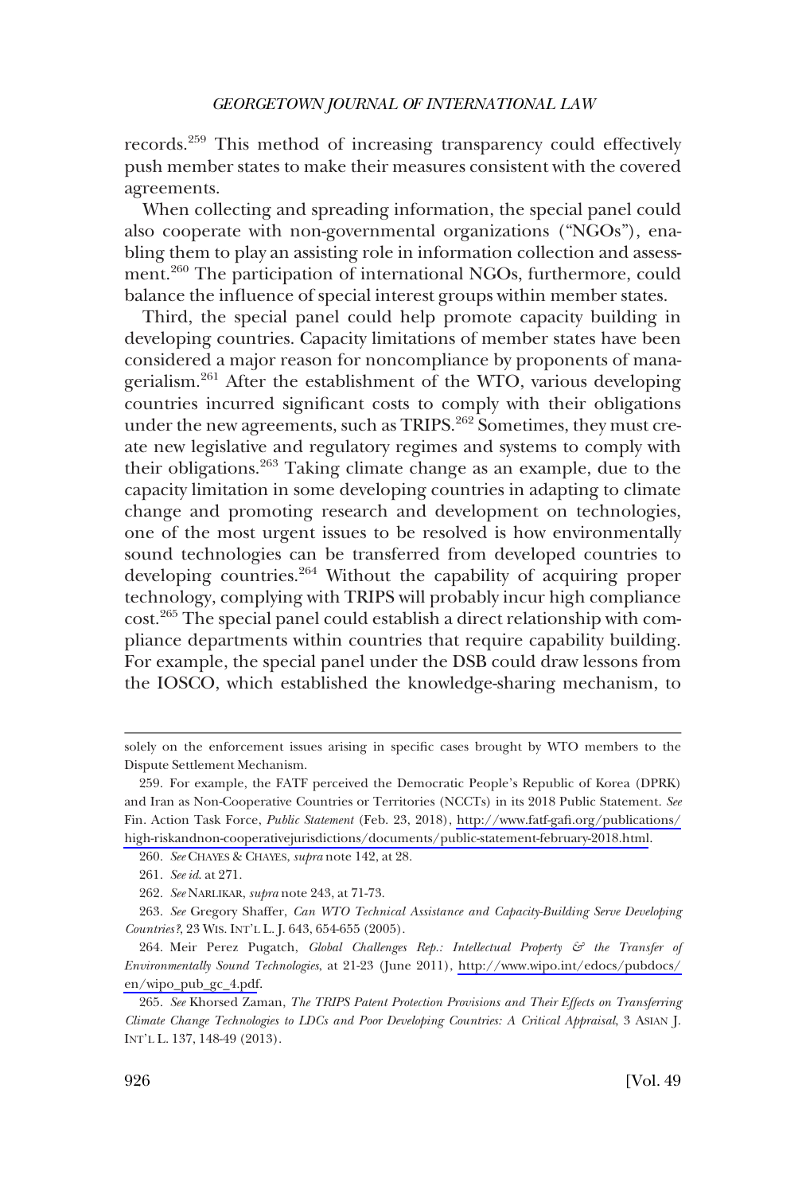records.[259] This method of increasing transparency could effectively push member states to make their measures consistent with the covered agreements.

When collecting and spreading information, the special panel could also cooperate with non-governmental organizations ("NGOs"), enabling them to play an assisting role in information collection and assessment.[260] The participation of international NGOs, furthermore, could balance the influence of special interest groups within member states.

Third, the special panel could help promote capacity building in developing countries. Capacity limitations of member states have been considered a major reason for noncompliance by proponents of managerialism.[261] After the establishment of the WTO, various developing countries incurred significant costs to comply with their obligations under the new agreements, such as TRIPS.[262] Sometimes, they must create new legislative and regulatory regimes and systems to comply with their obligations.[263] Taking climate change as an example, due to the capacity limitation in some developing countries in adapting to climate change and promoting research and development on technologies, one of the most urgent issues to be resolved is how environmentally sound technologies can be transferred from developed countries to developing countries.[264] Without the capability of acquiring proper technology, complying with TRIPS will probably incur high compliance cost.[265] The special panel could establish a direct relationship with compliance departments within countries that require capability building. For example, the special panel under the DSB could draw lessons from the IOSCO, which established the knowledge-sharing mechanism, to

---

solely on the enforcement issues arising in specific cases brought by WTO members to the Dispute Settlement Mechanism.

259. For example, the FATF perceived the Democratic People's Republic of Korea (DPRK) and Iran as Non-Cooperative Countries or Territories (NCCTs) in its 2018 Public Statement. *See* Fin. Action Task Force, *Public Statement* (Feb. 23, 2018), http://www.fatf-gafi.org/publications/high-riskandnon-cooperativejurisdictions/documents/public-statement-february-2018.html.

260. *See* CHAYES & CHAYES, *supra* note 142, at 28.

261. *See id.* at 271.

262. *See* NARLIKAR, *supra* note 243, at 71-73.

263. *See* Gregory Shaffer, *Can WTO Technical Assistance and Capacity-Building Serve Developing Countries?*, 23 WIS. INT'L L. J. 643, 654-655 (2005).

264. Meir Perez Pugatch, *Global Challenges Rep.: Intellectual Property & the Transfer of Environmentally Sound Technologies*, at 21-23 (June 2011), http://www.wipo.int/edocs/pubdocs/en/wipo_pub_gc_4.pdf.

265. *See* Khorsed Zaman, *The TRIPS Patent Protection Provisions and Their Effects on Transferring Climate Change Technologies to LDCs and Poor Developing Countries: A Critical Appraisal*, 3 ASIAN J. INT'L L. 137, 148-49 (2013).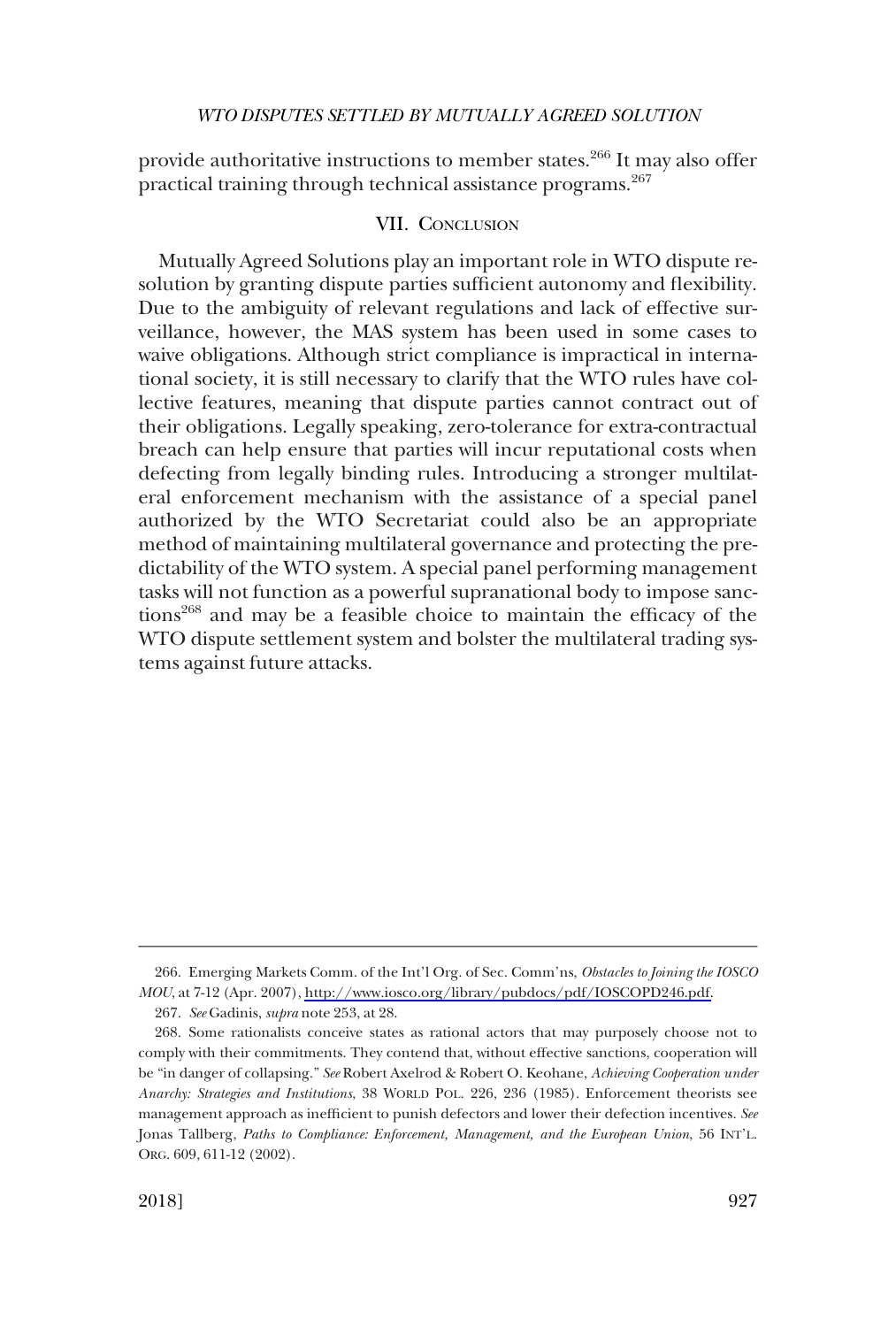provide authoritative instructions to member states.[266] It may also offer practical training through technical assistance programs.[267]

## VII. Conclusion

Mutually Agreed Solutions play an important role in WTO dispute resolution by granting dispute parties sufficient autonomy and flexibility. Due to the ambiguity of relevant regulations and lack of effective surveillance, however, the MAS system has been used in some cases to waive obligations. Although strict compliance is impractical in international society, it is still necessary to clarify that the WTO rules have collective features, meaning that dispute parties cannot contract out of their obligations. Legally speaking, zero-tolerance for extra-contractual breach can help ensure that parties will incur reputational costs when defecting from legally binding rules. Introducing a stronger multilateral enforcement mechanism with the assistance of a special panel authorized by the WTO Secretariat could also be an appropriate method of maintaining multilateral governance and protecting the predictability of the WTO system. A special panel performing management tasks will not function as a powerful supranational body to impose sanctions[268] and may be a feasible choice to maintain the efficacy of the WTO dispute settlement system and bolster the multilateral trading systems against future attacks.

---

266. Emerging Markets Comm. of the Int'l Org. of Sec. Comm'ns, *Obstacles to Joining the IOSCO MOU*, at 7-12 (Apr. 2007), http://www.iosco.org/library/pubdocs/pdf/IOSCOPD246.pdf.

267. *See* Gadinis, *supra* note 253, at 28.

268. Some rationalists conceive states as rational actors that may purposely choose not to comply with their commitments. They contend that, without effective sanctions, cooperation will be "in danger of collapsing." *See* Robert Axelrod & Robert O. Keohane, *Achieving Cooperation under Anarchy: Strategies and Institutions*, 38 World Pol. 226, 236 (1985). Enforcement theorists see management approach as inefficient to punish defectors and lower their defection incentives. *See* Jonas Tallberg, *Paths to Compliance: Enforcement, Management, and the European Union*, 56 Int'l Org. 609, 611-12 (2002).